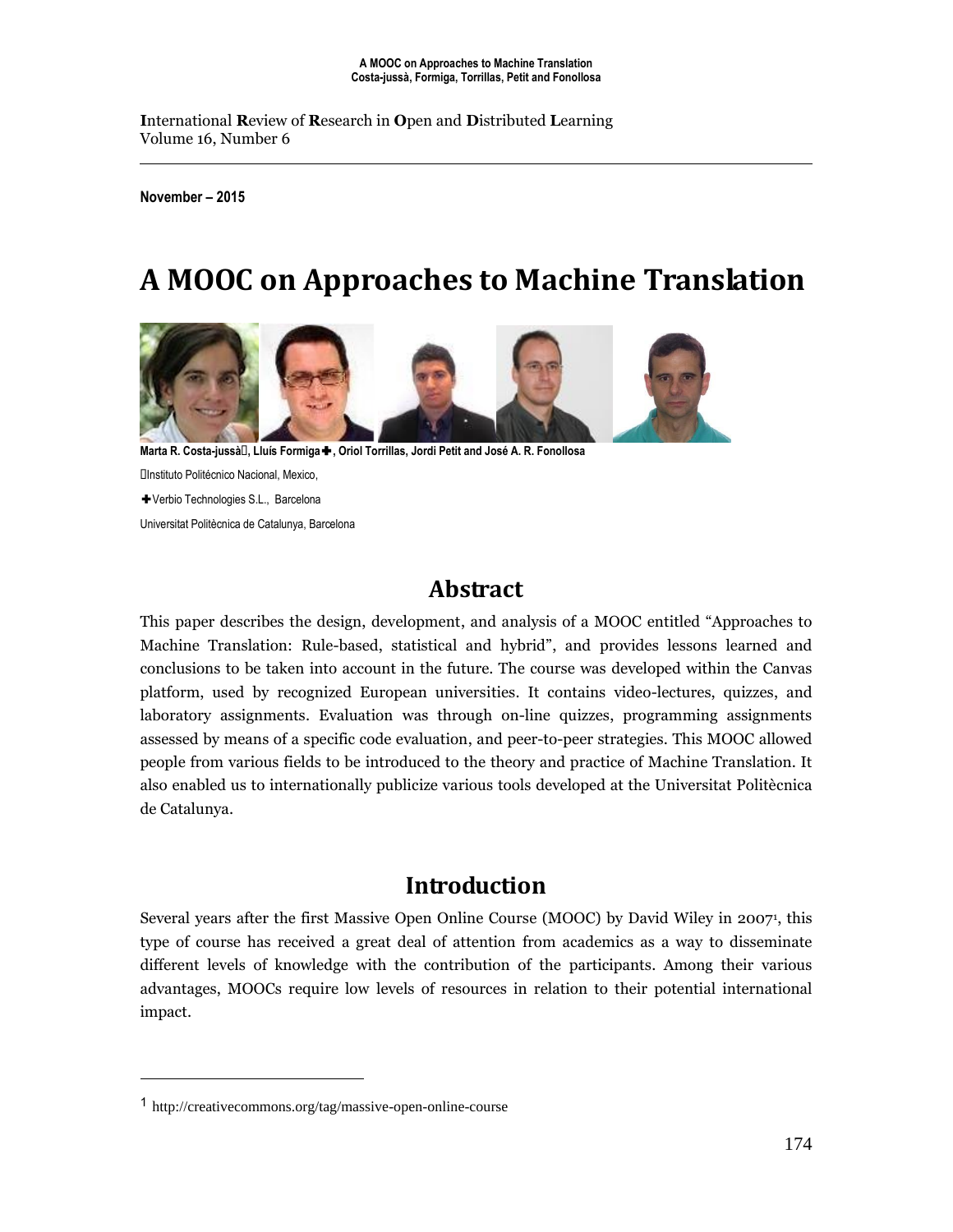International Review of Research in Open and Distributed Learning
Volume 16, Number 6

**November – 2015**

# A MOOC on Approaches to Machine Translation

**Marta R. Costa-jussà, Lluís Formiga✚, Oriol Torrillas, Jordi Petit and José A. R. Fonollosa**

Instituto Politécnico Nacional, Mexico,

✚Verbio Technologies S.L., Barcelona

Universitat Politècnica de Catalunya, Barcelona

## Abstract

This paper describes the design, development, and analysis of a MOOC entitled "Approaches to Machine Translation: Rule-based, statistical and hybrid", and provides lessons learned and conclusions to be taken into account in the future. The course was developed within the Canvas platform, used by recognized European universities. It contains video-lectures, quizzes, and laboratory assignments. Evaluation was through on-line quizzes, programming assignments assessed by means of a specific code evaluation, and peer-to-peer strategies. This MOOC allowed people from various fields to be introduced to the theory and practice of Machine Translation. It also enabled us to internationally publicize various tools developed at the Universitat Politècnica de Catalunya.

## Introduction

Several years after the first Massive Open Online Course (MOOC) by David Wiley in 2007[1], this type of course has received a great deal of attention from academics as a way to disseminate different levels of knowledge with the contribution of the participants. Among their various advantages, MOOCs require low levels of resources in relation to their potential international impact.

---

[1] http://creativecommons.org/tag/massive-open-online-course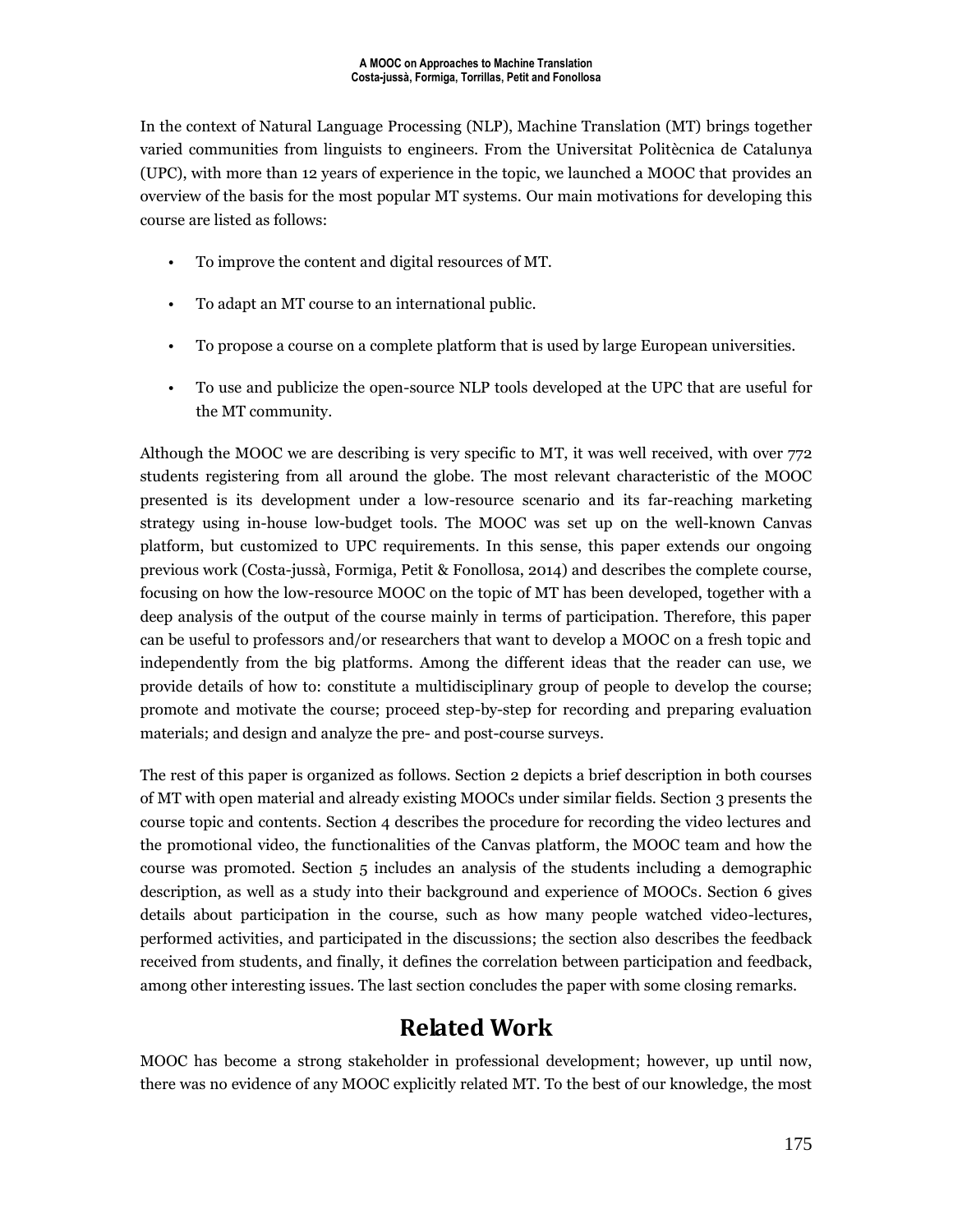In the context of Natural Language Processing (NLP), Machine Translation (MT) brings together varied communities from linguists to engineers. From the Universitat Politècnica de Catalunya (UPC), with more than 12 years of experience in the topic, we launched a MOOC that provides an overview of the basis for the most popular MT systems. Our main motivations for developing this course are listed as follows:

- To improve the content and digital resources of MT.
- To adapt an MT course to an international public.
- To propose a course on a complete platform that is used by large European universities.
- To use and publicize the open-source NLP tools developed at the UPC that are useful for the MT community.

Although the MOOC we are describing is very specific to MT, it was well received, with over 772 students registering from all around the globe. The most relevant characteristic of the MOOC presented is its development under a low-resource scenario and its far-reaching marketing strategy using in-house low-budget tools. The MOOC was set up on the well-known Canvas platform, but customized to UPC requirements. In this sense, this paper extends our ongoing previous work (Costa-jussà, Formiga, Petit & Fonollosa, 2014) and describes the complete course, focusing on how the low-resource MOOC on the topic of MT has been developed, together with a deep analysis of the output of the course mainly in terms of participation. Therefore, this paper can be useful to professors and/or researchers that want to develop a MOOC on a fresh topic and independently from the big platforms. Among the different ideas that the reader can use, we provide details of how to: constitute a multidisciplinary group of people to develop the course; promote and motivate the course; proceed step-by-step for recording and preparing evaluation materials; and design and analyze the pre- and post-course surveys.

The rest of this paper is organized as follows. Section 2 depicts a brief description in both courses of MT with open material and already existing MOOCs under similar fields. Section 3 presents the course topic and contents. Section 4 describes the procedure for recording the video lectures and the promotional video, the functionalities of the Canvas platform, the MOOC team and how the course was promoted. Section 5 includes an analysis of the students including a demographic description, as well as a study into their background and experience of MOOCs. Section 6 gives details about participation in the course, such as how many people watched video-lectures, performed activities, and participated in the discussions; the section also describes the feedback received from students, and finally, it defines the correlation between participation and feedback, among other interesting issues. The last section concludes the paper with some closing remarks.

## Related Work

MOOC has become a strong stakeholder in professional development; however, up until now, there was no evidence of any MOOC explicitly related MT. To the best of our knowledge, the most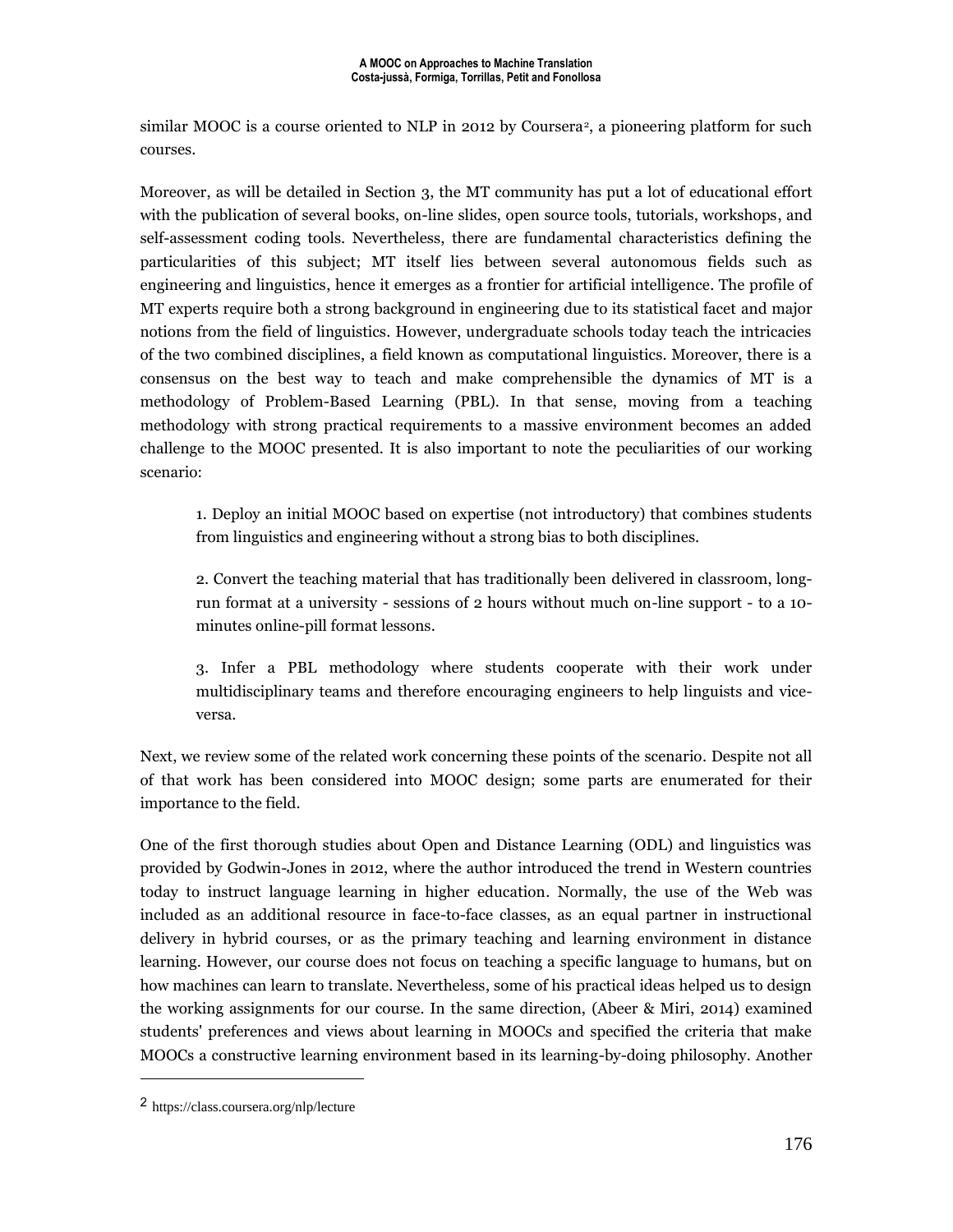similar MOOC is a course oriented to NLP in 2012 by Coursera[2], a pioneering platform for such courses.

Moreover, as will be detailed in Section 3, the MT community has put a lot of educational effort with the publication of several books, on-line slides, open source tools, tutorials, workshops, and self-assessment coding tools. Nevertheless, there are fundamental characteristics defining the particularities of this subject; MT itself lies between several autonomous fields such as engineering and linguistics, hence it emerges as a frontier for artificial intelligence. The profile of MT experts require both a strong background in engineering due to its statistical facet and major notions from the field of linguistics. However, undergraduate schools today teach the intricacies of the two combined disciplines, a field known as computational linguistics. Moreover, there is a consensus on the best way to teach and make comprehensible the dynamics of MT is a methodology of Problem-Based Learning (PBL). In that sense, moving from a teaching methodology with strong practical requirements to a massive environment becomes an added challenge to the MOOC presented. It is also important to note the peculiarities of our working scenario:

> 1. Deploy an initial MOOC based on expertise (not introductory) that combines students from linguistics and engineering without a strong bias to both disciplines.
>
> 2. Convert the teaching material that has traditionally been delivered in classroom, long-run format at a university - sessions of 2 hours without much on-line support - to a 10-minutes online-pill format lessons.
>
> 3. Infer a PBL methodology where students cooperate with their work under multidisciplinary teams and therefore encouraging engineers to help linguists and vice-versa.

Next, we review some of the related work concerning these points of the scenario. Despite not all of that work has been considered into MOOC design; some parts are enumerated for their importance to the field.

One of the first thorough studies about Open and Distance Learning (ODL) and linguistics was provided by Godwin-Jones in 2012, where the author introduced the trend in Western countries today to instruct language learning in higher education. Normally, the use of the Web was included as an additional resource in face-to-face classes, as an equal partner in instructional delivery in hybrid courses, or as the primary teaching and learning environment in distance learning. However, our course does not focus on teaching a specific language to humans, but on how machines can learn to translate. Nevertheless, some of his practical ideas helped us to design the working assignments for our course. In the same direction, (Abeer & Miri, 2014) examined students' preferences and views about learning in MOOCs and specified the criteria that make MOOCs a constructive learning environment based in its learning-by-doing philosophy. Another

---

[2] https://class.coursera.org/nlp/lecture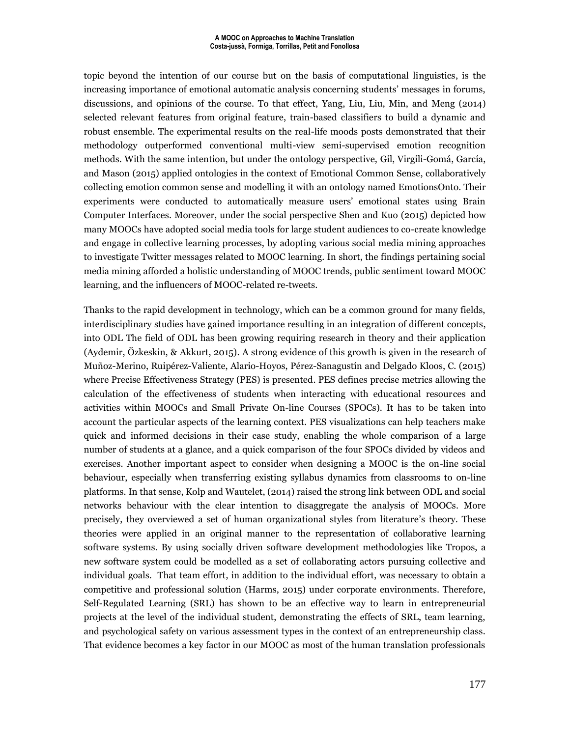topic beyond the intention of our course but on the basis of computational linguistics, is the increasing importance of emotional automatic analysis concerning students' messages in forums, discussions, and opinions of the course. To that effect, Yang, Liu, Liu, Min, and Meng (2014) selected relevant features from original feature, train-based classifiers to build a dynamic and robust ensemble. The experimental results on the real-life moods posts demonstrated that their methodology outperformed conventional multi-view semi-supervised emotion recognition methods. With the same intention, but under the ontology perspective, Gil, Virgili-Gomá, García, and Mason (2015) applied ontologies in the context of Emotional Common Sense, collaboratively collecting emotion common sense and modelling it with an ontology named EmotionsOnto. Their experiments were conducted to automatically measure users' emotional states using Brain Computer Interfaces. Moreover, under the social perspective Shen and Kuo (2015) depicted how many MOOCs have adopted social media tools for large student audiences to co-create knowledge and engage in collective learning processes, by adopting various social media mining approaches to investigate Twitter messages related to MOOC learning. In short, the findings pertaining social media mining afforded a holistic understanding of MOOC trends, public sentiment toward MOOC learning, and the influencers of MOOC-related re-tweets.

Thanks to the rapid development in technology, which can be a common ground for many fields, interdisciplinary studies have gained importance resulting in an integration of different concepts, into ODL The field of ODL has been growing requiring research in theory and their application (Aydemir, Özkeskin, & Akkurt, 2015). A strong evidence of this growth is given in the research of Muñoz-Merino, Ruipérez-Valiente, Alario-Hoyos, Pérez-Sanagustín and Delgado Kloos, C. (2015) where Precise Effectiveness Strategy (PES) is presented. PES defines precise metrics allowing the calculation of the effectiveness of students when interacting with educational resources and activities within MOOCs and Small Private On-line Courses (SPOCs). It has to be taken into account the particular aspects of the learning context. PES visualizations can help teachers make quick and informed decisions in their case study, enabling the whole comparison of a large number of students at a glance, and a quick comparison of the four SPOCs divided by videos and exercises. Another important aspect to consider when designing a MOOC is the on-line social behaviour, especially when transferring existing syllabus dynamics from classrooms to on-line platforms. In that sense, Kolp and Wautelet, (2014) raised the strong link between ODL and social networks behaviour with the clear intention to disaggregate the analysis of MOOCs. More precisely, they overviewed a set of human organizational styles from literature's theory. These theories were applied in an original manner to the representation of collaborative learning software systems. By using socially driven software development methodologies like Tropos, a new software system could be modelled as a set of collaborating actors pursuing collective and individual goals. That team effort, in addition to the individual effort, was necessary to obtain a competitive and professional solution (Harms, 2015) under corporate environments. Therefore, Self-Regulated Learning (SRL) has shown to be an effective way to learn in entrepreneurial projects at the level of the individual student, demonstrating the effects of SRL, team learning, and psychological safety on various assessment types in the context of an entrepreneurship class. That evidence becomes a key factor in our MOOC as most of the human translation professionals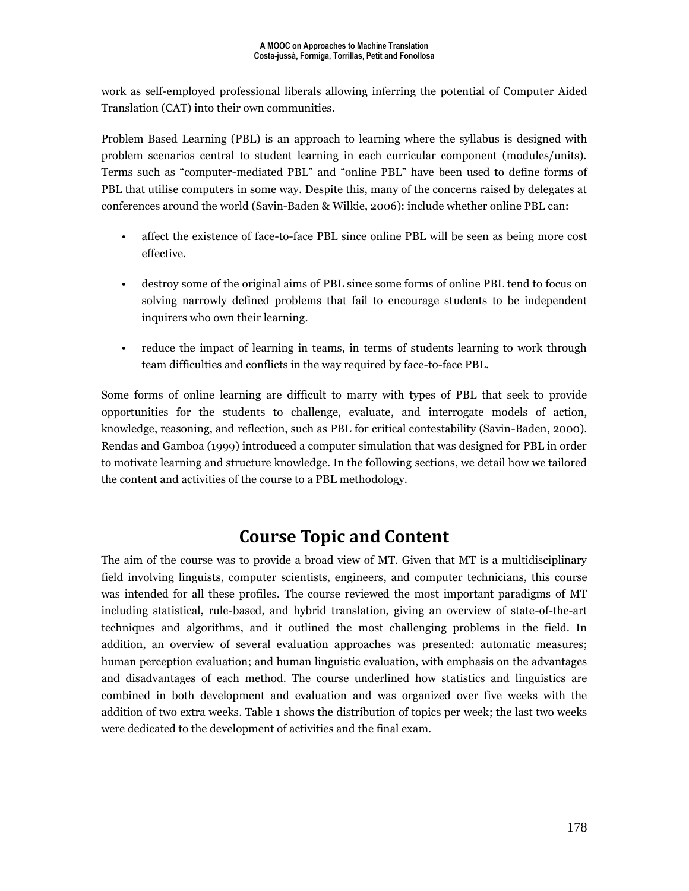work as self-employed professional liberals allowing inferring the potential of Computer Aided Translation (CAT) into their own communities.

Problem Based Learning (PBL) is an approach to learning where the syllabus is designed with problem scenarios central to student learning in each curricular component (modules/units). Terms such as "computer-mediated PBL" and "online PBL" have been used to define forms of PBL that utilise computers in some way. Despite this, many of the concerns raised by delegates at conferences around the world (Savin-Baden & Wilkie, 2006): include whether online PBL can:

- affect the existence of face-to-face PBL since online PBL will be seen as being more cost effective.
- destroy some of the original aims of PBL since some forms of online PBL tend to focus on solving narrowly defined problems that fail to encourage students to be independent inquirers who own their learning.
- reduce the impact of learning in teams, in terms of students learning to work through team difficulties and conflicts in the way required by face-to-face PBL.

Some forms of online learning are difficult to marry with types of PBL that seek to provide opportunities for the students to challenge, evaluate, and interrogate models of action, knowledge, reasoning, and reflection, such as PBL for critical contestability (Savin-Baden, 2000). Rendas and Gamboa (1999) introduced a computer simulation that was designed for PBL in order to motivate learning and structure knowledge. In the following sections, we detail how we tailored the content and activities of the course to a PBL methodology.

## Course Topic and Content

The aim of the course was to provide a broad view of MT. Given that MT is a multidisciplinary field involving linguists, computer scientists, engineers, and computer technicians, this course was intended for all these profiles. The course reviewed the most important paradigms of MT including statistical, rule-based, and hybrid translation, giving an overview of state-of-the-art techniques and algorithms, and it outlined the most challenging problems in the field. In addition, an overview of several evaluation approaches was presented: automatic measures; human perception evaluation; and human linguistic evaluation, with emphasis on the advantages and disadvantages of each method. The course underlined how statistics and linguistics are combined in both development and evaluation and was organized over five weeks with the addition of two extra weeks. Table 1 shows the distribution of topics per week; the last two weeks were dedicated to the development of activities and the final exam.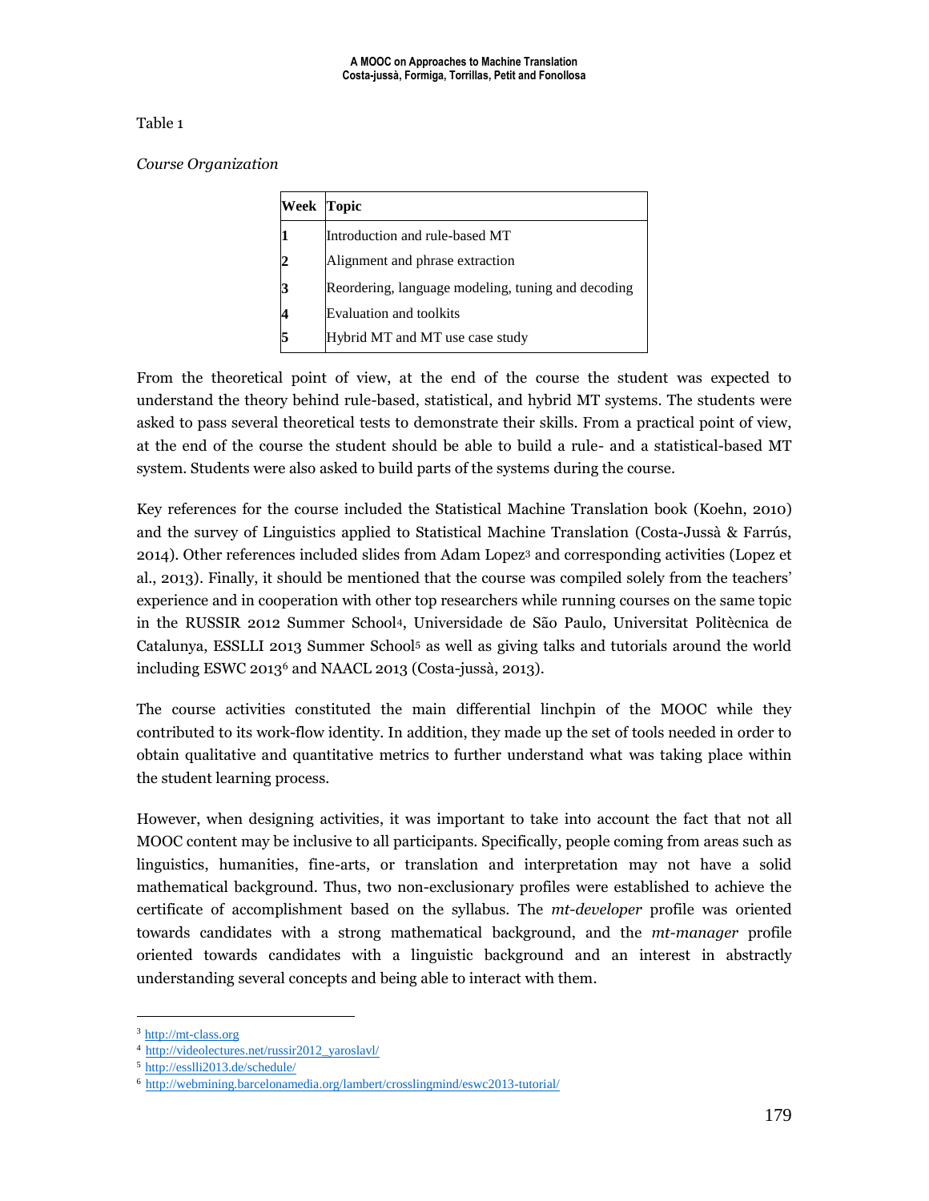Table 1

*Course Organization*

| Week | Topic |
|---|---|
| 1 | Introduction and rule-based MT |
| 2 | Alignment and phrase extraction |
| 3 | Reordering, language modeling, tuning and decoding |
| 4 | Evaluation and toolkits |
| 5 | Hybrid MT and MT use case study |

From the theoretical point of view, at the end of the course the student was expected to understand the theory behind rule-based, statistical, and hybrid MT systems. The students were asked to pass several theoretical tests to demonstrate their skills. From a practical point of view, at the end of the course the student should be able to build a rule- and a statistical-based MT system. Students were also asked to build parts of the systems during the course.

Key references for the course included the Statistical Machine Translation book (Koehn, 2010) and the survey of Linguistics applied to Statistical Machine Translation (Costa-Jussà & Farrús, 2014). Other references included slides from Adam Lopez[3] and corresponding activities (Lopez et al., 2013). Finally, it should be mentioned that the course was compiled solely from the teachers' experience and in cooperation with other top researchers while running courses on the same topic in the RUSSIR 2012 Summer School[4], Universidade de São Paulo, Universitat Politècnica de Catalunya, ESSLLI 2013 Summer School[5] as well as giving talks and tutorials around the world including ESWC 2013[6] and NAACL 2013 (Costa-jussà, 2013).

The course activities constituted the main differential linchpin of the MOOC while they contributed to its work-flow identity. In addition, they made up the set of tools needed in order to obtain qualitative and quantitative metrics to further understand what was taking place within the student learning process.

However, when designing activities, it was important to take into account the fact that not all MOOC content may be inclusive to all participants. Specifically, people coming from areas such as linguistics, humanities, fine-arts, or translation and interpretation may not have a solid mathematical background. Thus, two non-exclusionary profiles were established to achieve the certificate of accomplishment based on the syllabus. The *mt-developer* profile was oriented towards candidates with a strong mathematical background, and the *mt-manager* profile oriented towards candidates with a linguistic background and an interest in abstractly understanding several concepts and being able to interact with them.

---

[3] http://mt-class.org

[4] http://videolectures.net/russir2012_yaroslavl/

[5] http://esslli2013.de/schedule/

[6] http://webmining.barcelonamedia.org/lambert/crosslingmind/eswc2013-tutorial/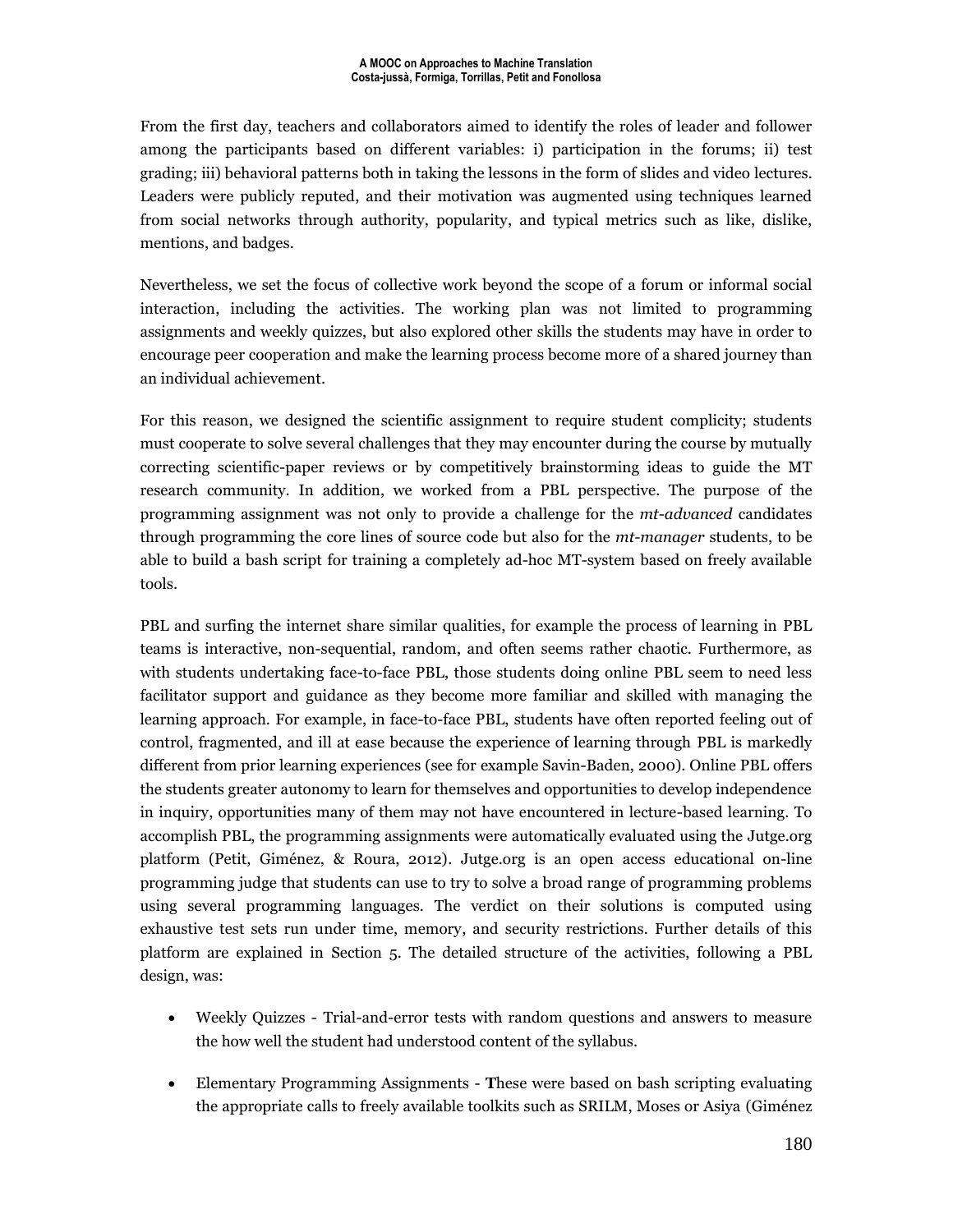From the first day, teachers and collaborators aimed to identify the roles of leader and follower among the participants based on different variables: i) participation in the forums; ii) test grading; iii) behavioral patterns both in taking the lessons in the form of slides and video lectures. Leaders were publicly reputed, and their motivation was augmented using techniques learned from social networks through authority, popularity, and typical metrics such as like, dislike, mentions, and badges.

Nevertheless, we set the focus of collective work beyond the scope of a forum or informal social interaction, including the activities. The working plan was not limited to programming assignments and weekly quizzes, but also explored other skills the students may have in order to encourage peer cooperation and make the learning process become more of a shared journey than an individual achievement.

For this reason, we designed the scientific assignment to require student complicity; students must cooperate to solve several challenges that they may encounter during the course by mutually correcting scientific-paper reviews or by competitively brainstorming ideas to guide the MT research community. In addition, we worked from a PBL perspective. The purpose of the programming assignment was not only to provide a challenge for the *mt-advanced* candidates through programming the core lines of source code but also for the *mt-manager* students, to be able to build a bash script for training a completely ad-hoc MT-system based on freely available tools.

PBL and surfing the internet share similar qualities, for example the process of learning in PBL teams is interactive, non-sequential, random, and often seems rather chaotic. Furthermore, as with students undertaking face-to-face PBL, those students doing online PBL seem to need less facilitator support and guidance as they become more familiar and skilled with managing the learning approach. For example, in face-to-face PBL, students have often reported feeling out of control, fragmented, and ill at ease because the experience of learning through PBL is markedly different from prior learning experiences (see for example Savin-Baden, 2000). Online PBL offers the students greater autonomy to learn for themselves and opportunities to develop independence in inquiry, opportunities many of them may not have encountered in lecture-based learning. To accomplish PBL, the programming assignments were automatically evaluated using the Jutge.org platform (Petit, Giménez, & Roura, 2012). Jutge.org is an open access educational on-line programming judge that students can use to try to solve a broad range of programming problems using several programming languages. The verdict on their solutions is computed using exhaustive test sets run under time, memory, and security restrictions. Further details of this platform are explained in Section 5. The detailed structure of the activities, following a PBL design, was:

- Weekly Quizzes - Trial-and-error tests with random questions and answers to measure the how well the student had understood content of the syllabus.
- Elementary Programming Assignments - **T**hese were based on bash scripting evaluating the appropriate calls to freely available toolkits such as SRILM, Moses or Asiya (Giménez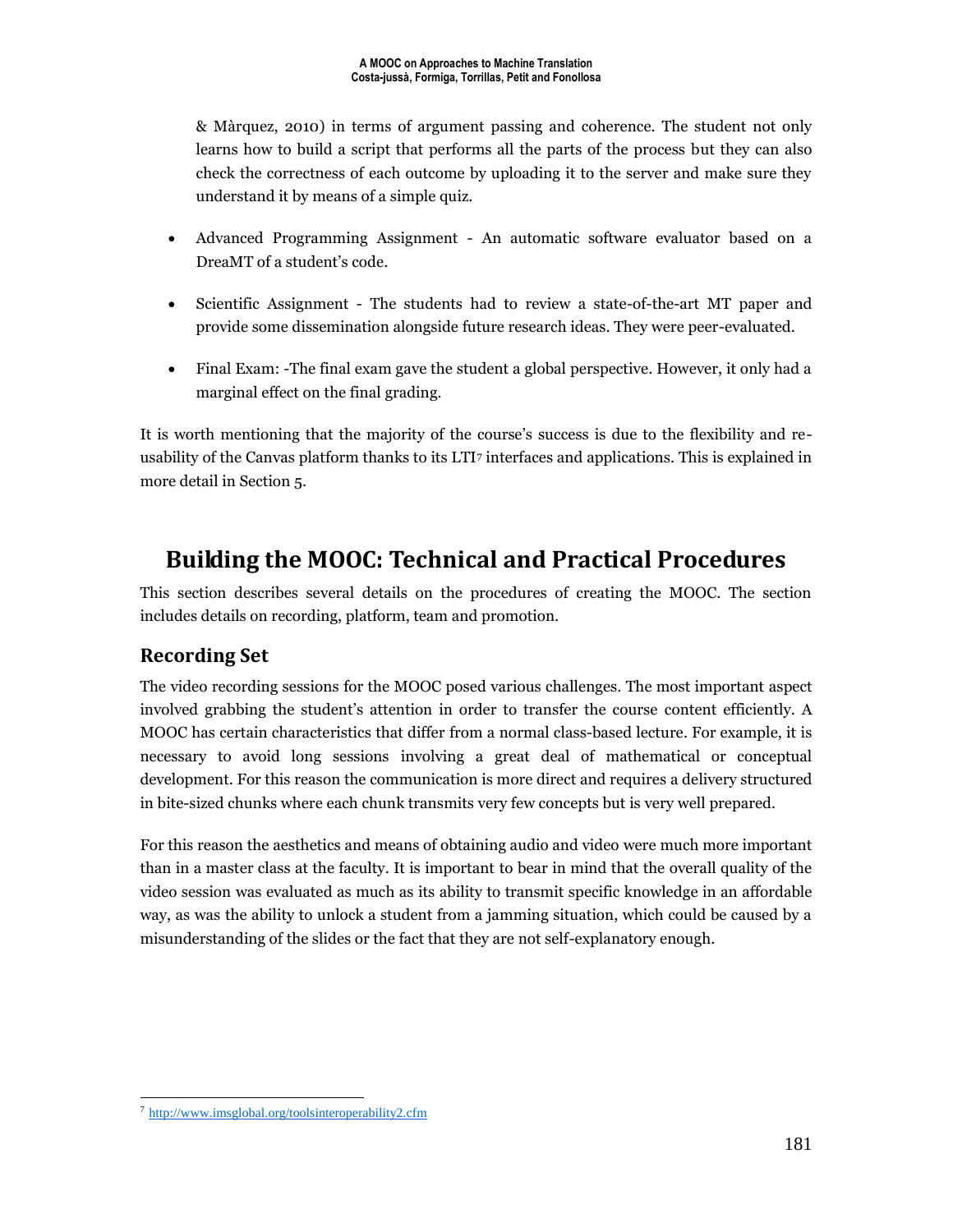& Màrquez, 2010) in terms of argument passing and coherence. The student not only learns how to build a script that performs all the parts of the process but they can also check the correctness of each outcome by uploading it to the server and make sure they understand it by means of a simple quiz.

- Advanced Programming Assignment - An automatic software evaluator based on a DreaMT of a student's code.
- Scientific Assignment - The students had to review a state-of-the-art MT paper and provide some dissemination alongside future research ideas. They were peer-evaluated.
- Final Exam: -The final exam gave the student a global perspective. However, it only had a marginal effect on the final grading.

It is worth mentioning that the majority of the course's success is due to the flexibility and re-usability of the Canvas platform thanks to its LTI[7] interfaces and applications. This is explained in more detail in Section 5.

# Building the MOOC: Technical and Practical Procedures

This section describes several details on the procedures of creating the MOOC. The section includes details on recording, platform, team and promotion.

## Recording Set

The video recording sessions for the MOOC posed various challenges. The most important aspect involved grabbing the student's attention in order to transfer the course content efficiently. A MOOC has certain characteristics that differ from a normal class-based lecture. For example, it is necessary to avoid long sessions involving a great deal of mathematical or conceptual development. For this reason the communication is more direct and requires a delivery structured in bite-sized chunks where each chunk transmits very few concepts but is very well prepared.

For this reason the aesthetics and means of obtaining audio and video were much more important than in a master class at the faculty. It is important to bear in mind that the overall quality of the video session was evaluated as much as its ability to transmit specific knowledge in an affordable way, as was the ability to unlock a student from a jamming situation, which could be caused by a misunderstanding of the slides or the fact that they are not self-explanatory enough.

[7] http://www.imsglobal.org/toolsinteroperability2.cfm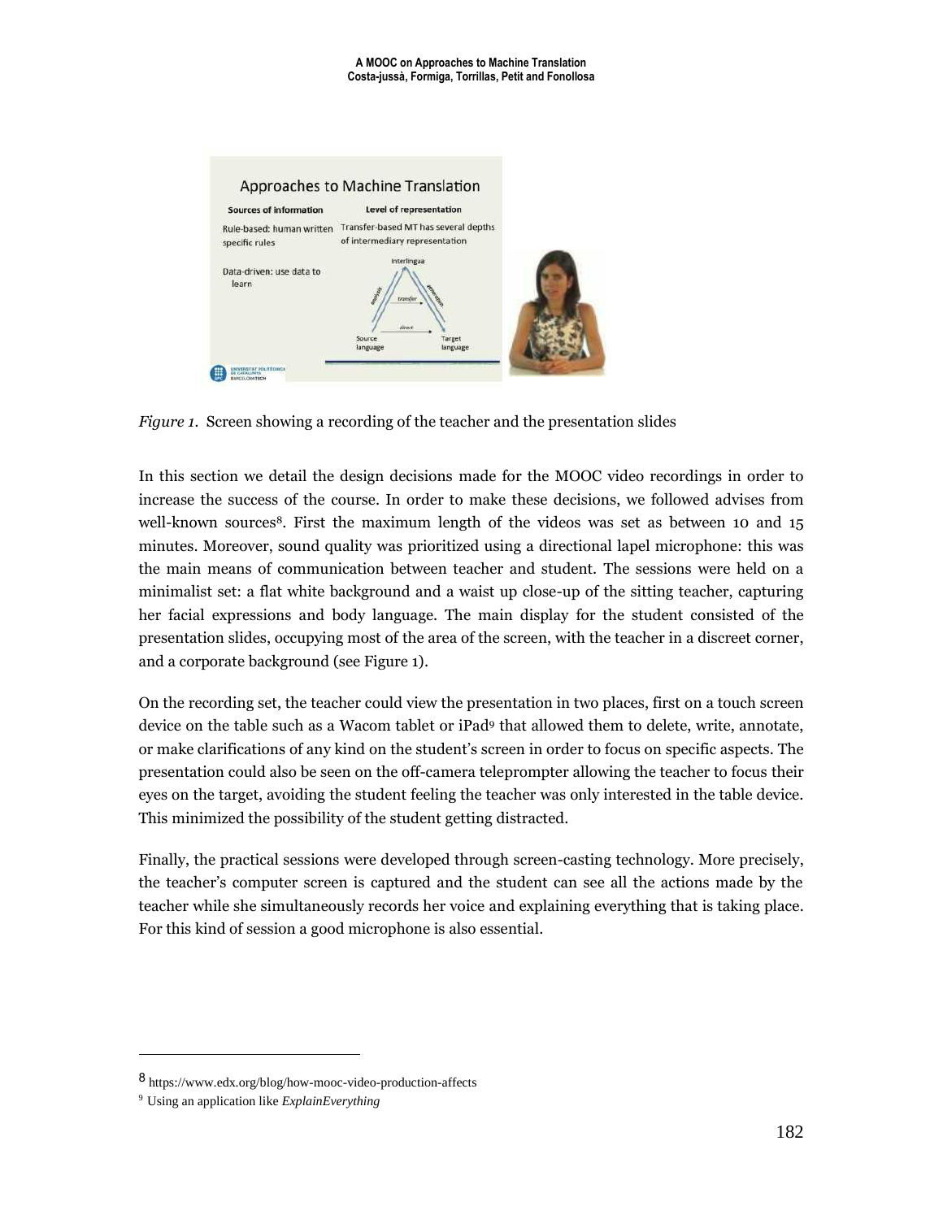*Figure 1.* Screen showing a recording of the teacher and the presentation slides

In this section we detail the design decisions made for the MOOC video recordings in order to increase the success of the course. In order to make these decisions, we followed advises from well-known sources[8]. First the maximum length of the videos was set as between 10 and 15 minutes. Moreover, sound quality was prioritized using a directional lapel microphone: this was the main means of communication between teacher and student. The sessions were held on a minimalist set: a flat white background and a waist up close-up of the sitting teacher, capturing her facial expressions and body language. The main display for the student consisted of the presentation slides, occupying most of the area of the screen, with the teacher in a discreet corner, and a corporate background (see Figure 1).

On the recording set, the teacher could view the presentation in two places, first on a touch screen device on the table such as a Wacom tablet or iPad[9] that allowed them to delete, write, annotate, or make clarifications of any kind on the student's screen in order to focus on specific aspects. The presentation could also be seen on the off-camera teleprompter allowing the teacher to focus their eyes on the target, avoiding the student feeling the teacher was only interested in the table device. This minimized the possibility of the student getting distracted.

Finally, the practical sessions were developed through screen-casting technology. More precisely, the teacher's computer screen is captured and the student can see all the actions made by the teacher while she simultaneously records her voice and explaining everything that is taking place. For this kind of session a good microphone is also essential.

---

[8] https://www.edx.org/blog/how-mooc-video-production-affects

[9] Using an application like *ExplainEverything*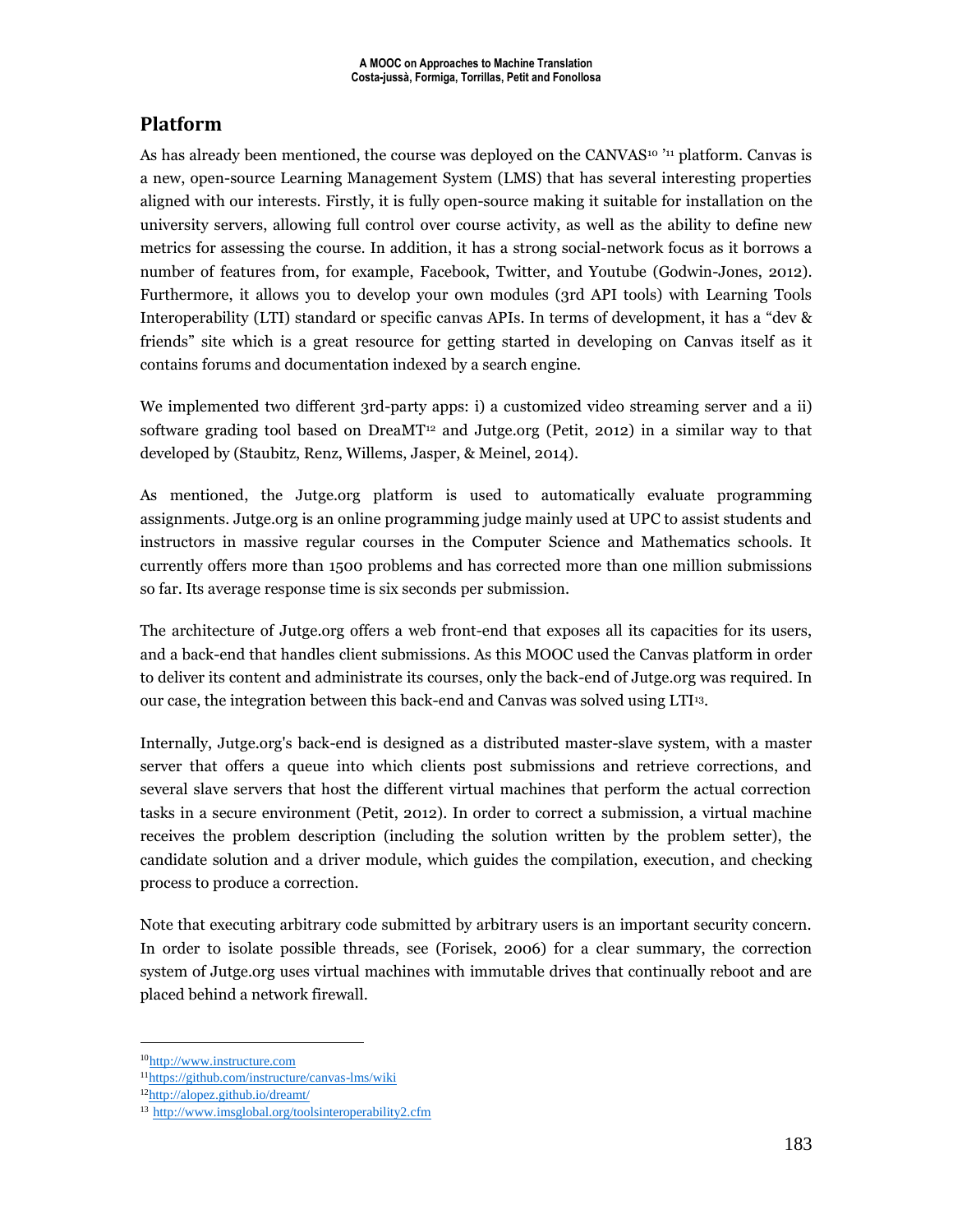## Platform

As has already been mentioned, the course was deployed on the CANVAS[10] '[11] platform. Canvas is a new, open-source Learning Management System (LMS) that has several interesting properties aligned with our interests. Firstly, it is fully open-source making it suitable for installation on the university servers, allowing full control over course activity, as well as the ability to define new metrics for assessing the course. In addition, it has a strong social-network focus as it borrows a number of features from, for example, Facebook, Twitter, and Youtube (Godwin-Jones, 2012). Furthermore, it allows you to develop your own modules (3rd API tools) with Learning Tools Interoperability (LTI) standard or specific canvas APIs. In terms of development, it has a "dev & friends" site which is a great resource for getting started in developing on Canvas itself as it contains forums and documentation indexed by a search engine.

We implemented two different 3rd-party apps: i) a customized video streaming server and a ii) software grading tool based on DreaMT[12] and Jutge.org (Petit, 2012) in a similar way to that developed by (Staubitz, Renz, Willems, Jasper, & Meinel, 2014).

As mentioned, the Jutge.org platform is used to automatically evaluate programming assignments. Jutge.org is an online programming judge mainly used at UPC to assist students and instructors in massive regular courses in the Computer Science and Mathematics schools. It currently offers more than 1500 problems and has corrected more than one million submissions so far. Its average response time is six seconds per submission.

The architecture of Jutge.org offers a web front-end that exposes all its capacities for its users, and a back-end that handles client submissions. As this MOOC used the Canvas platform in order to deliver its content and administrate its courses, only the back-end of Jutge.org was required. In our case, the integration between this back-end and Canvas was solved using LTI[13].

Internally, Jutge.org's back-end is designed as a distributed master-slave system, with a master server that offers a queue into which clients post submissions and retrieve corrections, and several slave servers that host the different virtual machines that perform the actual correction tasks in a secure environment (Petit, 2012). In order to correct a submission, a virtual machine receives the problem description (including the solution written by the problem setter), the candidate solution and a driver module, which guides the compilation, execution, and checking process to produce a correction.

Note that executing arbitrary code submitted by arbitrary users is an important security concern. In order to isolate possible threads, see (Forisek, 2006) for a clear summary, the correction system of Jutge.org uses virtual machines with immutable drives that continually reboot and are placed behind a network firewall.

---

[10] http://www.instructure.com

[11] https://github.com/instructure/canvas-lms/wiki

[12] http://alopez.github.io/dreamt/

[13] http://www.imsglobal.org/toolsinteroperability2.cfm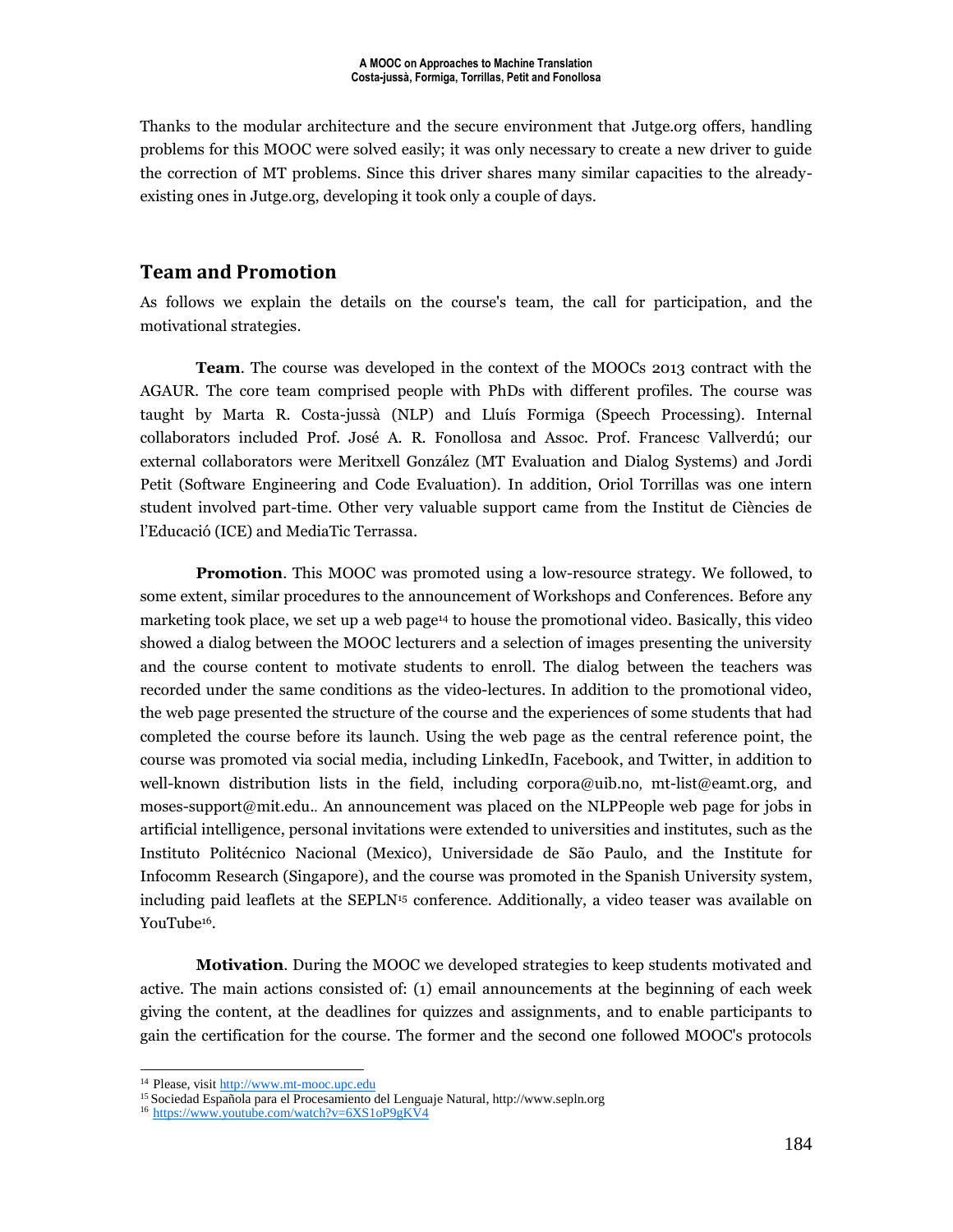Thanks to the modular architecture and the secure environment that Jutge.org offers, handling problems for this MOOC were solved easily; it was only necessary to create a new driver to guide the correction of MT problems. Since this driver shares many similar capacities to the already-existing ones in Jutge.org, developing it took only a couple of days.

## Team and Promotion

As follows we explain the details on the course's team, the call for participation, and the motivational strategies.

**Team**. The course was developed in the context of the MOOCs 2013 contract with the AGAUR. The core team comprised people with PhDs with different profiles. The course was taught by Marta R. Costa-jussà (NLP) and Lluís Formiga (Speech Processing). Internal collaborators included Prof. José A. R. Fonollosa and Assoc. Prof. Francesc Vallverdú; our external collaborators were Meritxell González (MT Evaluation and Dialog Systems) and Jordi Petit (Software Engineering and Code Evaluation). In addition, Oriol Torrillas was one intern student involved part-time. Other very valuable support came from the Institut de Ciències de l'Educació (ICE) and MediaTic Terrassa.

**Promotion**. This MOOC was promoted using a low-resource strategy. We followed, to some extent, similar procedures to the announcement of Workshops and Conferences. Before any marketing took place, we set up a web page[14] to house the promotional video. Basically, this video showed a dialog between the MOOC lecturers and a selection of images presenting the university and the course content to motivate students to enroll. The dialog between the teachers was recorded under the same conditions as the video-lectures. In addition to the promotional video, the web page presented the structure of the course and the experiences of some students that had completed the course before its launch. Using the web page as the central reference point, the course was promoted via social media, including LinkedIn, Facebook, and Twitter, in addition to well-known distribution lists in the field, including corpora@uib.no, mt-list@eamt.org, and moses-support@mit.edu.. An announcement was placed on the NLPPeople web page for jobs in artificial intelligence, personal invitations were extended to universities and institutes, such as the Instituto Politécnico Nacional (Mexico), Universidade de São Paulo, and the Institute for Infocomm Research (Singapore), and the course was promoted in the Spanish University system, including paid leaflets at the SEPLN[15] conference. Additionally, a video teaser was available on YouTube[16].

**Motivation**. During the MOOC we developed strategies to keep students motivated and active. The main actions consisted of: (1) email announcements at the beginning of each week giving the content, at the deadlines for quizzes and assignments, and to enable participants to gain the certification for the course. The former and the second one followed MOOC's protocols

---

[14] Please, visit http://www.mt-mooc.upc.edu

[15] Sociedad Española para el Procesamiento del Lenguaje Natural, http://www.sepln.org

[16] https://www.youtube.com/watch?v=6XS1oP9gKV4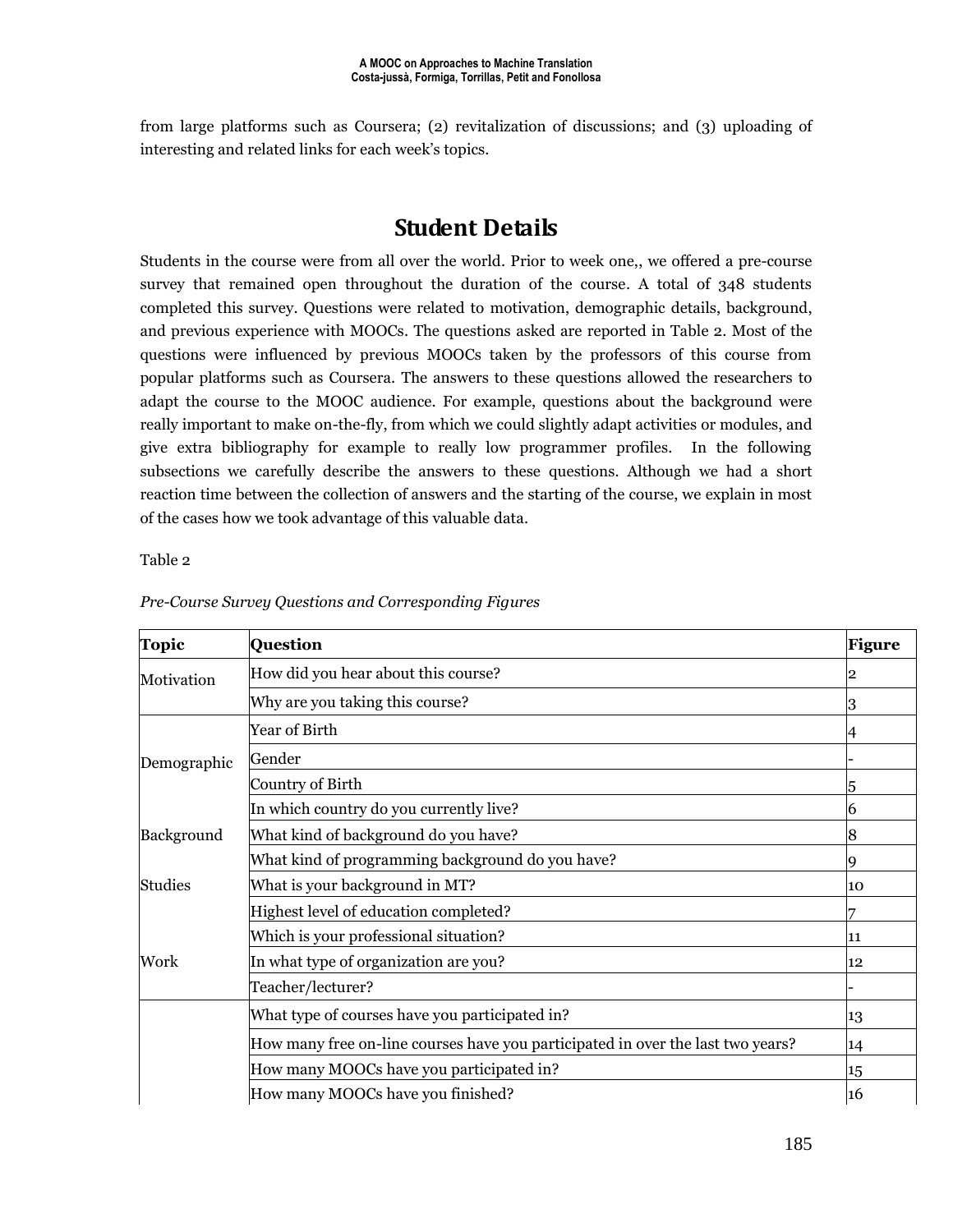from large platforms such as Coursera; (2) revitalization of discussions; and (3) uploading of interesting and related links for each week's topics.

## Student Details

Students in the course were from all over the world. Prior to week one,, we offered a pre-course survey that remained open throughout the duration of the course. A total of 348 students completed this survey. Questions were related to motivation, demographic details, background, and previous experience with MOOCs. The questions asked are reported in Table 2. Most of the questions were influenced by previous MOOCs taken by the professors of this course from popular platforms such as Coursera. The answers to these questions allowed the researchers to adapt the course to the MOOC audience. For example, questions about the background were really important to make on-the-fly, from which we could slightly adapt activities or modules, and give extra bibliography for example to really low programmer profiles. In the following subsections we carefully describe the answers to these questions. Although we had a short reaction time between the collection of answers and the starting of the course, we explain in most of the cases how we took advantage of this valuable data.

Table 2

*Pre-Course Survey Questions and Corresponding Figures*

| Topic | Question | Figure |
|---|---|---|
| Motivation | How did you hear about this course? | 2 |
| | Why are you taking this course? | 3 |
| Demographic | Year of Birth | 4 |
| | Gender | - |
| | Country of Birth | 5 |
| | In which country do you currently live? | 6 |
| Background | What kind of background do you have? | 8 |
| | What kind of programming background do you have? | 9 |
| Studies | What is your background in MT? | 10 |
| | Highest level of education completed? | 7 |
| Work | Which is your professional situation? | 11 |
| | In what type of organization are you? | 12 |
| | Teacher/lecturer? | - |
| | What type of courses have you participated in? | 13 |
| | How many free on-line courses have you participated in over the last two years? | 14 |
| | How many MOOCs have you participated in? | 15 |
| | How many MOOCs have you finished? | 16 |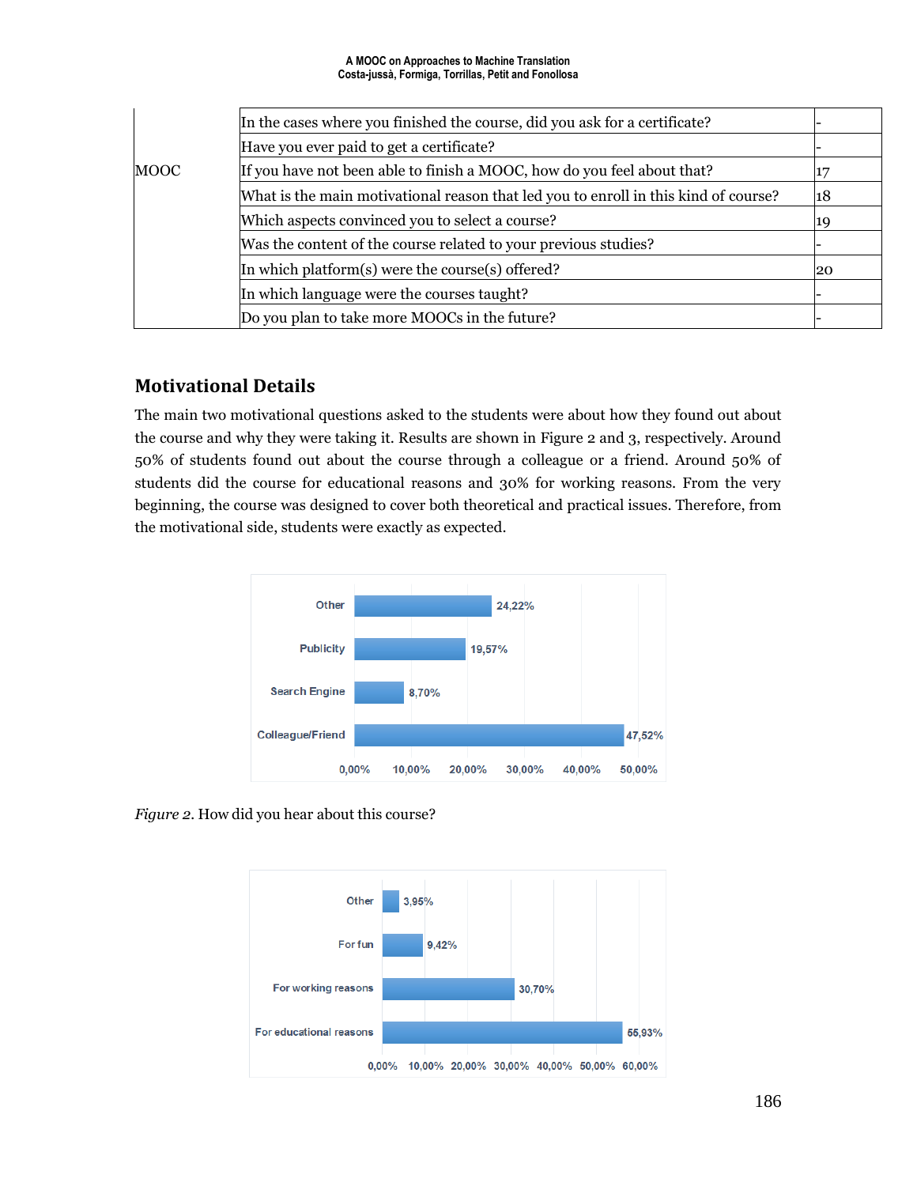| | | |
|---|---|---|
| MOOC | In the cases where you finished the course, did you ask for a certificate? | - |
| | Have you ever paid to get a certificate? | - |
| | If you have not been able to finish a MOOC, how do you feel about that? | 17 |
| | What is the main motivational reason that led you to enroll in this kind of course? | 18 |
| | Which aspects convinced you to select a course? | 19 |
| | Was the content of the course related to your previous studies? | - |
| | In which platform(s) were the course(s) offered? | 20 |
| | In which language were the courses taught? | - |
| | Do you plan to take more MOOCs in the future? | - |

## Motivational Details

The main two motivational questions asked to the students were about how they found out about the course and why they were taking it. Results are shown in Figure 2 and 3, respectively. Around 50% of students found out about the course through a colleague or a friend. Around 50% of students did the course for educational reasons and 30% for working reasons. From the very beginning, the course was designed to cover both theoretical and practical issues. Therefore, from the motivational side, students were exactly as expected.

| | |
|---|---|
| Other | 24,22% |
| Publicity | 19,57% |
| Search Engine | 8,70% |
| Colleague/Friend | 47,52% |

*Figure 2*. How did you hear about this course?

| | |
|---|---|
| Other | 3,95% |
| For fun | 9,42% |
| For working reasons | 30,70% |
| For educational reasons | 55,93% |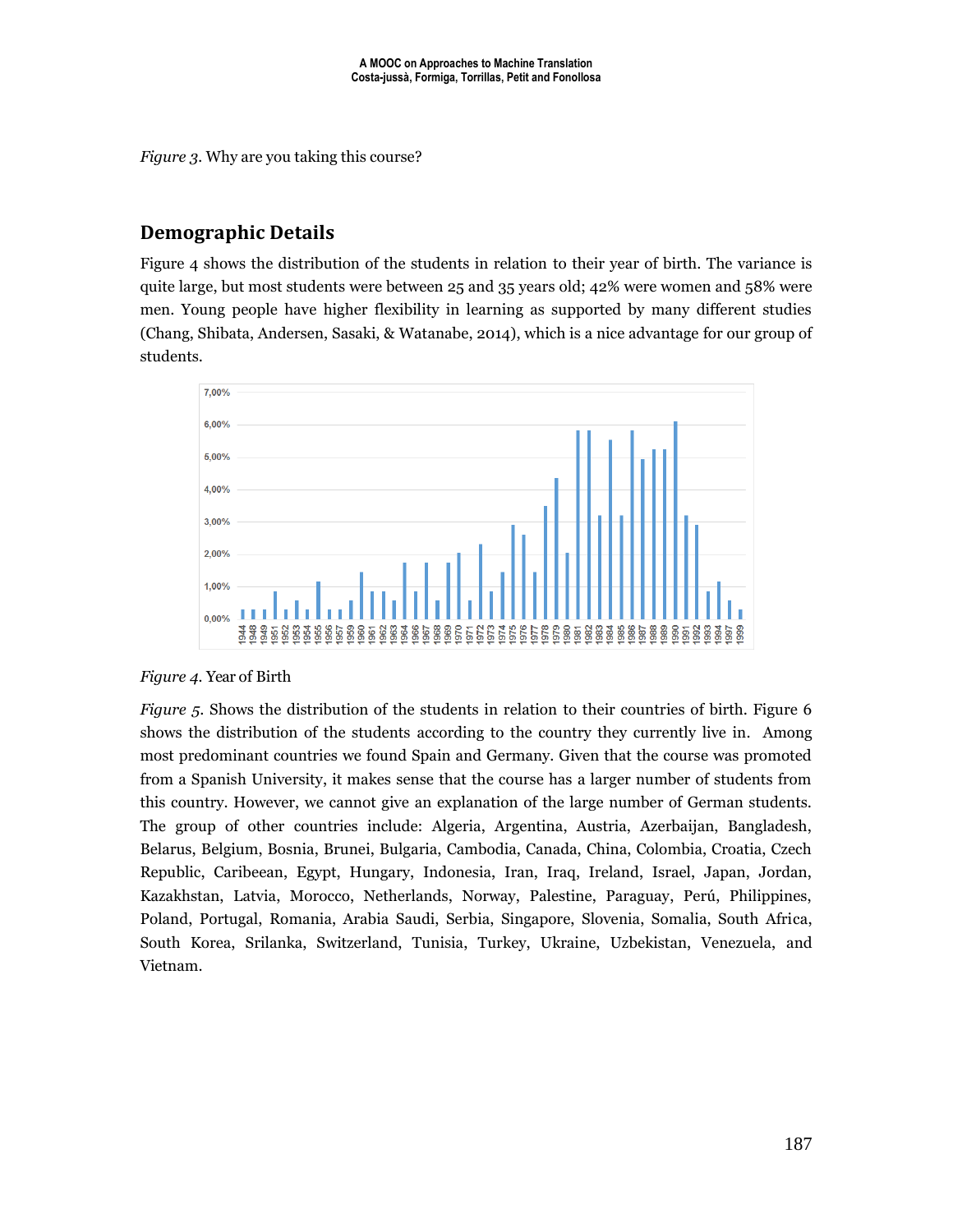*Figure 3.* Why are you taking this course?

## Demographic Details

Figure 4 shows the distribution of the students in relation to their year of birth. The variance is quite large, but most students were between 25 and 35 years old; 42% were women and 58% were men. Young people have higher flexibility in learning as supported by many different studies (Chang, Shibata, Andersen, Sasaki, & Watanabe, 2014), which is a nice advantage for our group of students.

*Figure 4.* Year of Birth

*Figure 5.* Shows the distribution of the students in relation to their countries of birth. Figure 6 shows the distribution of the students according to the country they currently live in. Among most predominant countries we found Spain and Germany. Given that the course was promoted from a Spanish University, it makes sense that the course has a larger number of students from this country. However, we cannot give an explanation of the large number of German students. The group of other countries include: Algeria, Argentina, Austria, Azerbaijan, Bangladesh, Belarus, Belgium, Bosnia, Brunei, Bulgaria, Cambodia, Canada, China, Colombia, Croatia, Czech Republic, Caribeean, Egypt, Hungary, Indonesia, Iran, Iraq, Ireland, Israel, Japan, Jordan, Kazakhstan, Latvia, Morocco, Netherlands, Norway, Palestine, Paraguay, Perú, Philippines, Poland, Portugal, Romania, Arabia Saudi, Serbia, Singapore, Slovenia, Somalia, South Africa, South Korea, Srilanka, Switzerland, Tunisia, Turkey, Ukraine, Uzbekistan, Venezuela, and Vietnam.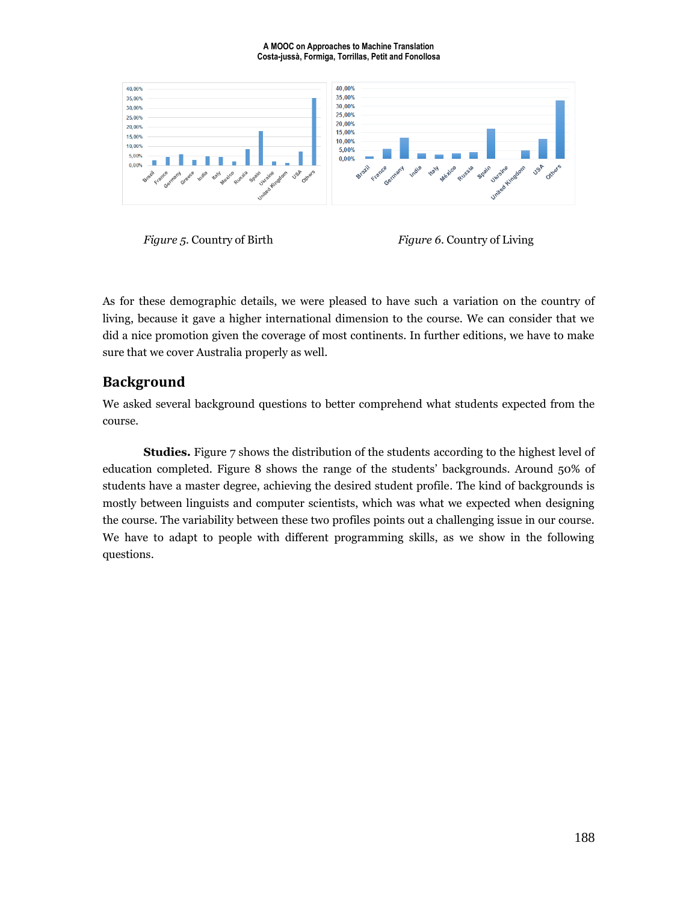*Figure 5*. Country of Birth

*Figure 6*. Country of Living

As for these demographic details, we were pleased to have such a variation on the country of living, because it gave a higher international dimension to the course. We can consider that we did a nice promotion given the coverage of most continents. In further editions, we have to make sure that we cover Australia properly as well.

## Background

We asked several background questions to better comprehend what students expected from the course.

**Studies.** Figure 7 shows the distribution of the students according to the highest level of education completed. Figure 8 shows the range of the students' backgrounds. Around 50% of students have a master degree, achieving the desired student profile. The kind of backgrounds is mostly between linguists and computer scientists, which was what we expected when designing the course. The variability between these two profiles points out a challenging issue in our course. We have to adapt to people with different programming skills, as we show in the following questions.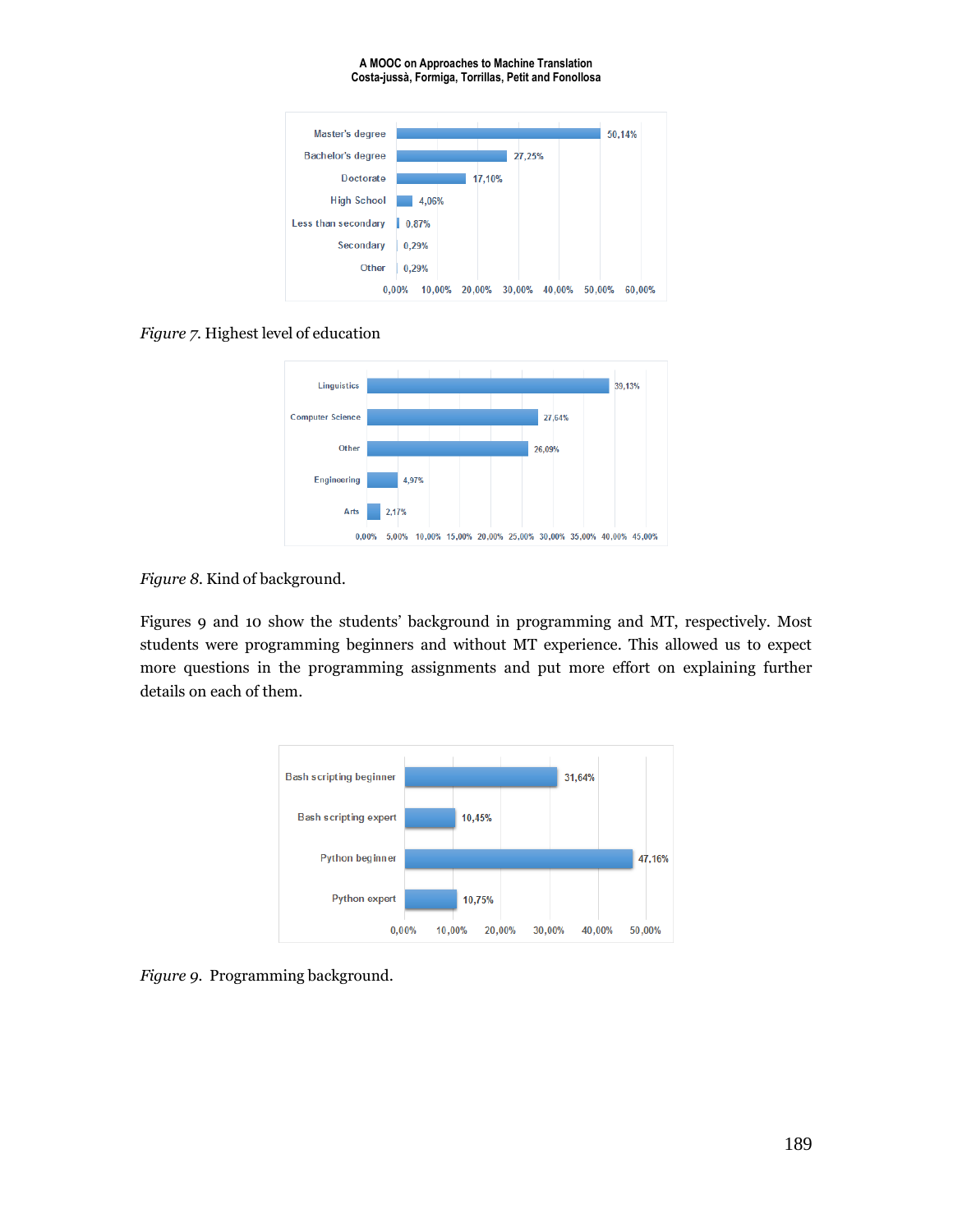*Figure 7.* Highest level of education

*Figure 8.* Kind of background.

Figures 9 and 10 show the students' background in programming and MT, respectively. Most students were programming beginners and without MT experience. This allowed us to expect more questions in the programming assignments and put more effort on explaining further details on each of them.

*Figure 9.* Programming background.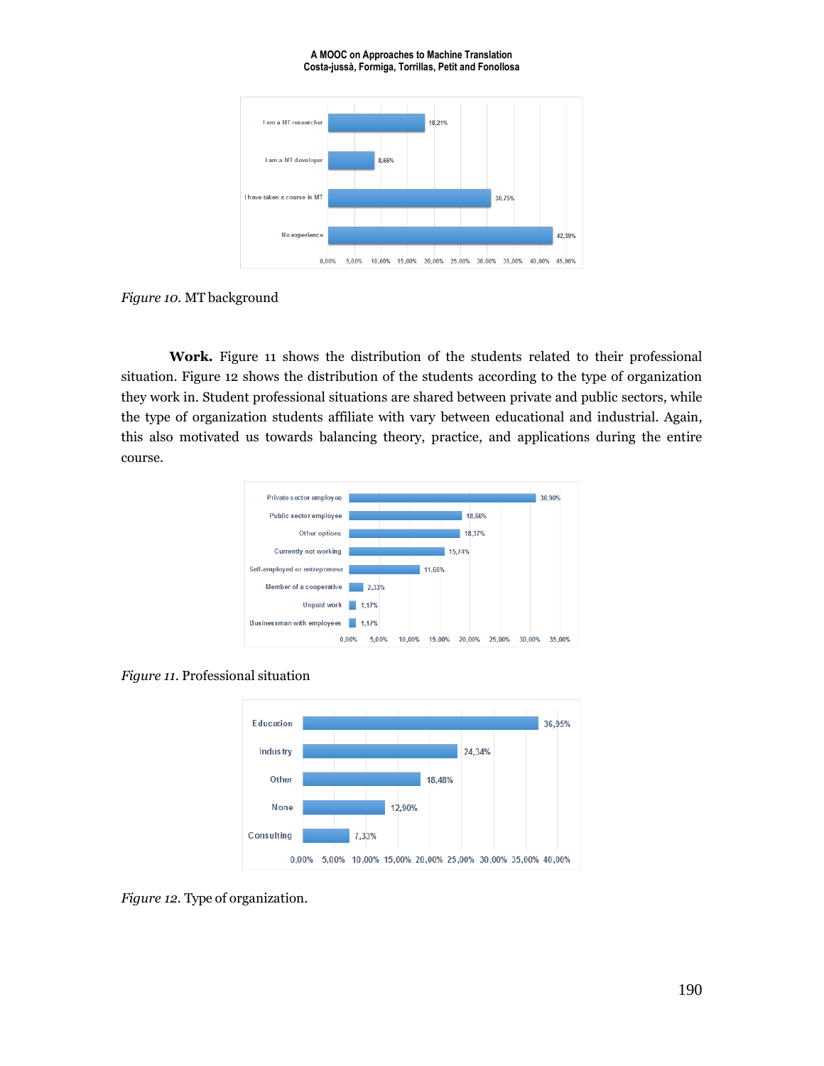*Figure 10.* MT background

**Work.** Figure 11 shows the distribution of the students related to their professional situation. Figure 12 shows the distribution of the students according to the type of organization they work in. Student professional situations are shared between private and public sectors, while the type of organization students affiliate with vary between educational and industrial. Again, this also motivated us towards balancing theory, practice, and applications during the entire course.

*Figure 11.* Professional situation

*Figure 12.* Type of organization.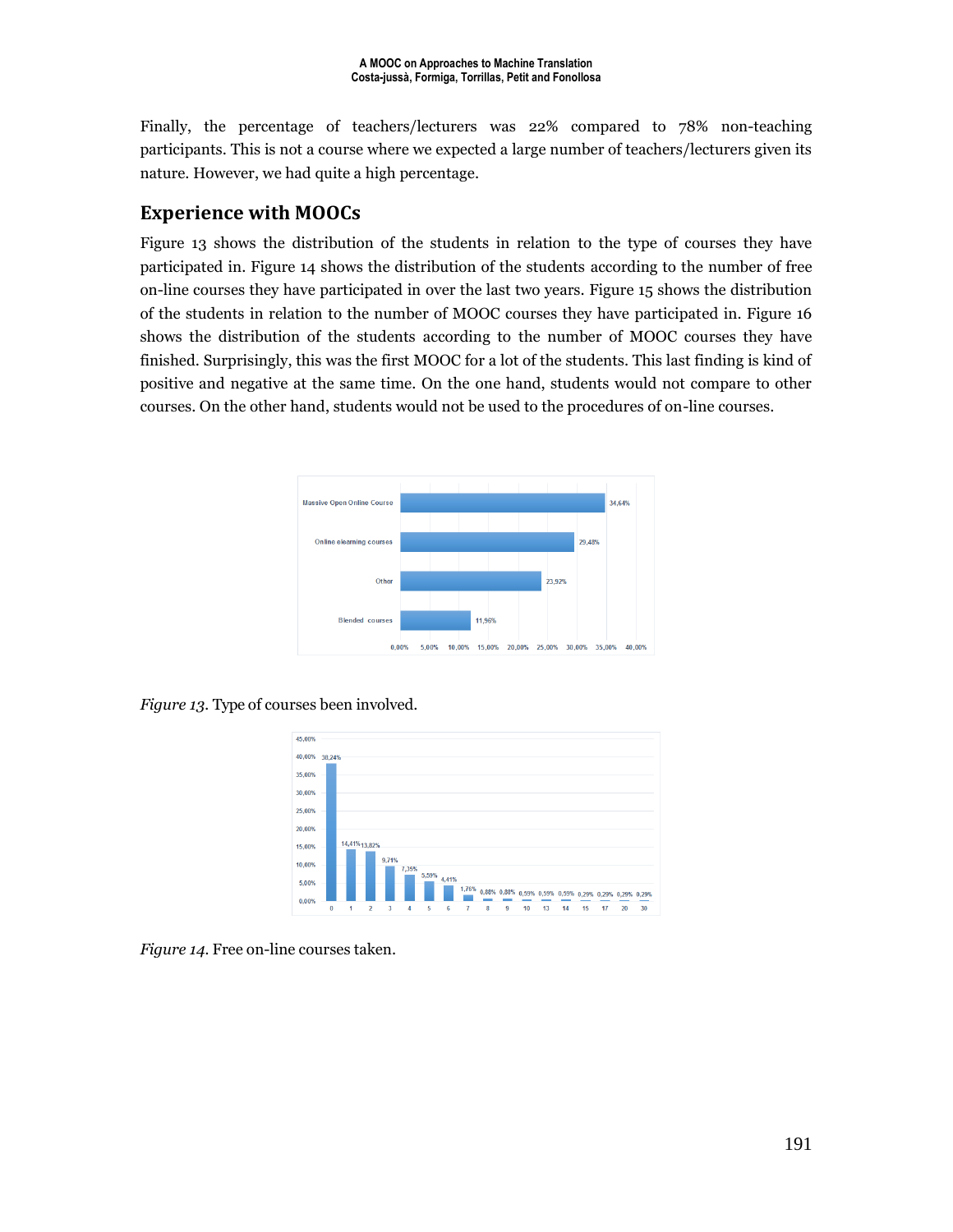Finally, the percentage of teachers/lecturers was 22% compared to 78% non-teaching participants. This is not a course where we expected a large number of teachers/lecturers given its nature. However, we had quite a high percentage.

## Experience with MOOCs

Figure 13 shows the distribution of the students in relation to the type of courses they have participated in. Figure 14 shows the distribution of the students according to the number of free on-line courses they have participated in over the last two years. Figure 15 shows the distribution of the students in relation to the number of MOOC courses they have participated in. Figure 16 shows the distribution of the students according to the number of MOOC courses they have finished. Surprisingly, this was the first MOOC for a lot of the students. This last finding is kind of positive and negative at the same time. On the one hand, students would not compare to other courses. On the other hand, students would not be used to the procedures of on-line courses.

*Figure 13.* Type of courses been involved.

*Figure 14.* Free on-line courses taken.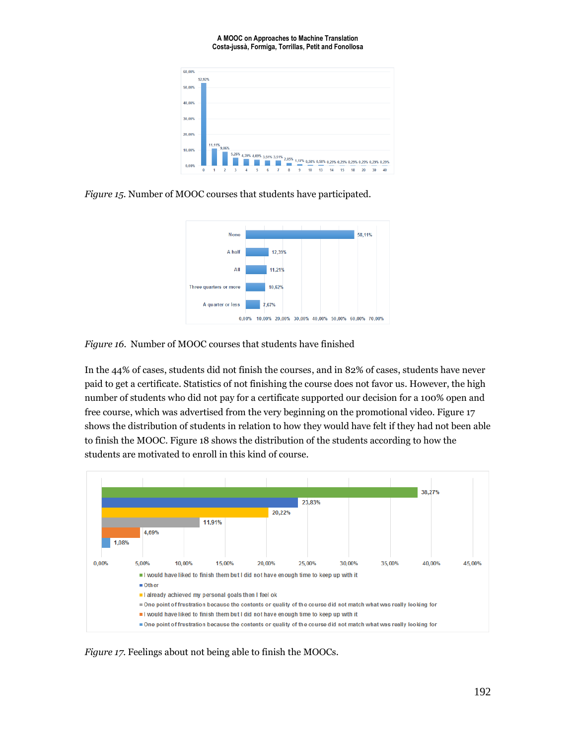*Figure 15*. Number of MOOC courses that students have participated.

*Figure 16*. Number of MOOC courses that students have finished

In the 44% of cases, students did not finish the courses, and in 82% of cases, students have never paid to get a certificate. Statistics of not finishing the course does not favor us. However, the high number of students who did not pay for a certificate supported our decision for a 100% open and free course, which was advertised from the very beginning on the promotional video. Figure 17 shows the distribution of students in relation to how they would have felt if they had not been able to finish the MOOC. Figure 18 shows the distribution of the students according to how the students are motivated to enroll in this kind of course.

*Figure 17*. Feelings about not being able to finish the MOOCs.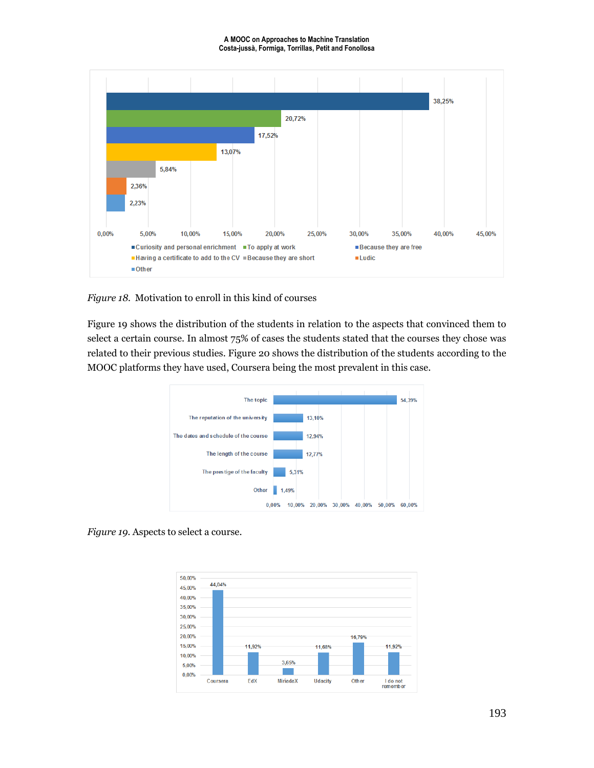*Figure 18.* Motivation to enroll in this kind of courses

Figure 19 shows the distribution of the students in relation to the aspects that convinced them to select a certain course. In almost 75% of cases the students stated that the courses they chose was related to their previous studies. Figure 20 shows the distribution of the students according to the MOOC platforms they have used, Coursera being the most prevalent in this case.

*Figure 19.* Aspects to select a course.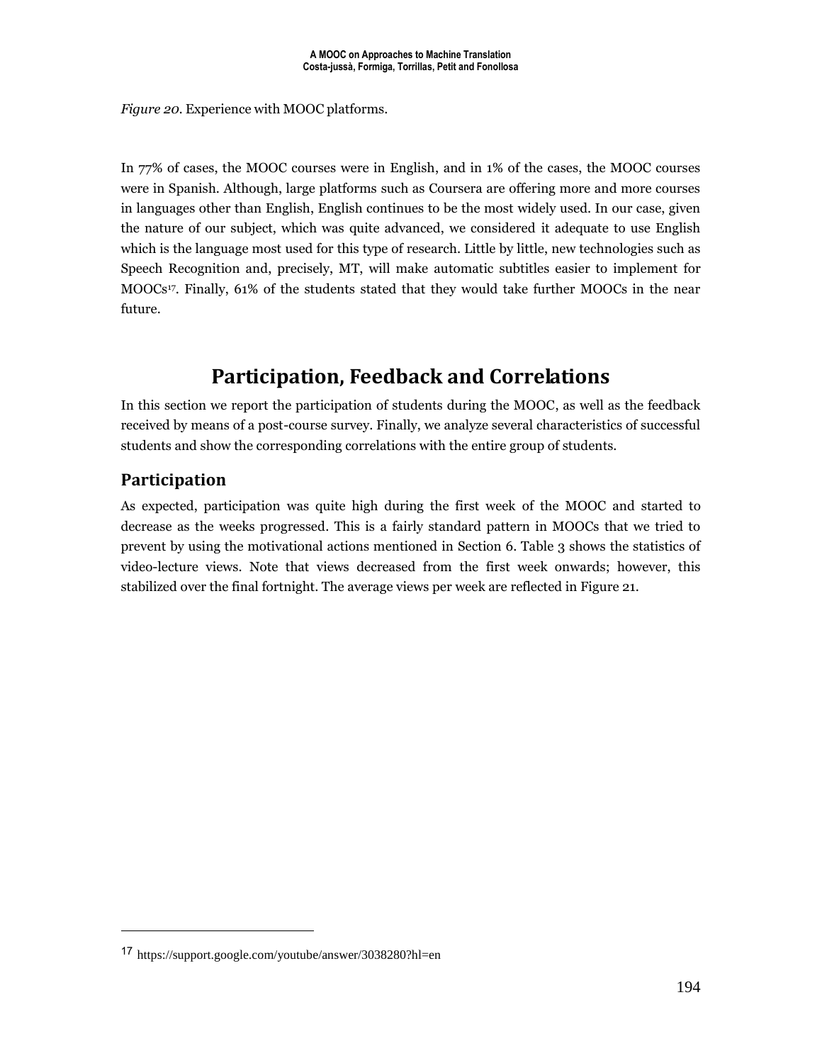*Figure 20*. Experience with MOOC platforms.

In 77% of cases, the MOOC courses were in English, and in 1% of the cases, the MOOC courses were in Spanish. Although, large platforms such as Coursera are offering more and more courses in languages other than English, English continues to be the most widely used. In our case, given the nature of our subject, which was quite advanced, we considered it adequate to use English which is the language most used for this type of research. Little by little, new technologies such as Speech Recognition and, precisely, MT, will make automatic subtitles easier to implement for MOOCs[17]. Finally, 61% of the students stated that they would take further MOOCs in the near future.

# Participation, Feedback and Correlations

In this section we report the participation of students during the MOOC, as well as the feedback received by means of a post-course survey. Finally, we analyze several characteristics of successful students and show the corresponding correlations with the entire group of students.

## Participation

As expected, participation was quite high during the first week of the MOOC and started to decrease as the weeks progressed. This is a fairly standard pattern in MOOCs that we tried to prevent by using the motivational actions mentioned in Section 6. Table 3 shows the statistics of video-lecture views. Note that views decreased from the first week onwards; however, this stabilized over the final fortnight. The average views per week are reflected in Figure 21.

---

[17] https://support.google.com/youtube/answer/3038280?hl=en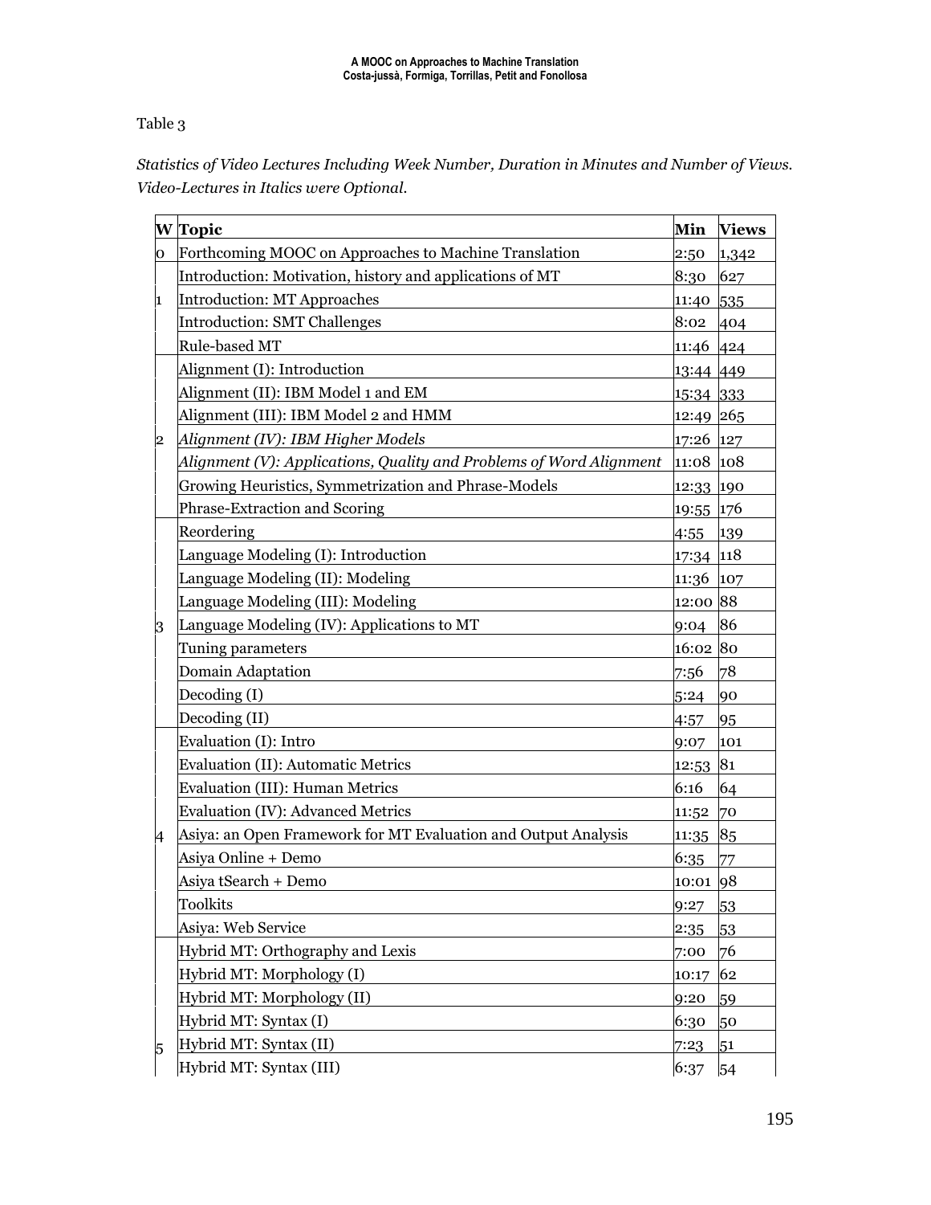Table 3

*Statistics of Video Lectures Including Week Number, Duration in Minutes and Number of Views. Video-Lectures in Italics were Optional.*

| W | Topic | Min | Views |
|---|---|---|---|
| 0 | Forthcoming MOOC on Approaches to Machine Translation | 2:50 | 1,342 |
| 1 | Introduction: Motivation, history and applications of MT | 8:30 | 627 |
| | Introduction: MT Approaches | 11:40 | 535 |
| | Introduction: SMT Challenges | 8:02 | 404 |
| | Rule-based MT | 11:46 | 424 |
| 2 | Alignment (I): Introduction | 13:44 | 449 |
| | Alignment (II): IBM Model 1 and EM | 15:34 | 333 |
| | Alignment (III): IBM Model 2 and HMM | 12:49 | 265 |
| | *Alignment (IV): IBM Higher Models* | 17:26 | 127 |
| | *Alignment (V): Applications, Quality and Problems of Word Alignment* | 11:08 | 108 |
| | Growing Heuristics, Symmetrization and Phrase-Models | 12:33 | 190 |
| | Phrase-Extraction and Scoring | 19:55 | 176 |
| 3 | Reordering | 4:55 | 139 |
| | Language Modeling (I): Introduction | 17:34 | 118 |
| | Language Modeling (II): Modeling | 11:36 | 107 |
| | Language Modeling (III): Modeling | 12:00 | 88 |
| | Language Modeling (IV): Applications to MT | 9:04 | 86 |
| | Tuning parameters | 16:02 | 80 |
| | Domain Adaptation | 7:56 | 78 |
| | Decoding (I) | 5:24 | 90 |
| | Decoding (II) | 4:57 | 95 |
| 4 | Evaluation (I): Intro | 9:07 | 101 |
| | Evaluation (II): Automatic Metrics | 12:53 | 81 |
| | Evaluation (III): Human Metrics | 6:16 | 64 |
| | Evaluation (IV): Advanced Metrics | 11:52 | 70 |
| | Asiya: an Open Framework for MT Evaluation and Output Analysis | 11:35 | 85 |
| | Asiya Online + Demo | 6:35 | 77 |
| | Asiya tSearch + Demo | 10:01 | 98 |
| | Toolkits | 9:27 | 53 |
| | Asiya: Web Service | 2:35 | 53 |
| 5 | Hybrid MT: Orthography and Lexis | 7:00 | 76 |
| | Hybrid MT: Morphology (I) | 10:17 | 62 |
| | Hybrid MT: Morphology (II) | 9:20 | 59 |
| | Hybrid MT: Syntax (I) | 6:30 | 50 |
| | Hybrid MT: Syntax (II) | 7:23 | 51 |
| | Hybrid MT: Syntax (III) | 6:37 | 54 |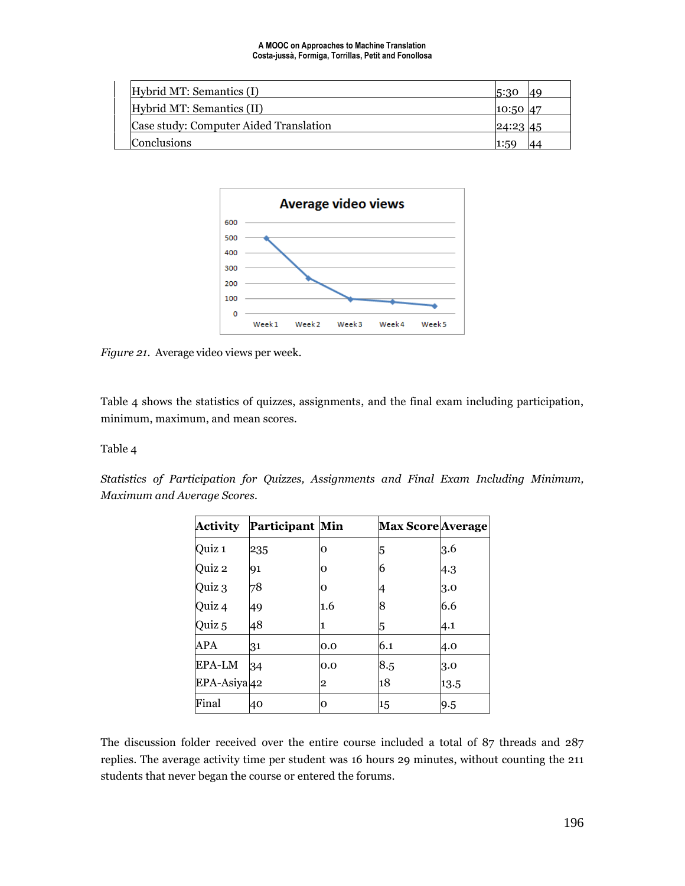| | | |
|---|---|---|
| Hybrid MT: Semantics (I) | 5:30 | 49 |
| Hybrid MT: Semantics (II) | 10:50 | 47 |
| Case study: Computer Aided Translation | 24:23 | 45 |
| Conclusions | 1:59 | 44 |

*Figure 21*. Average video views per week.

Table 4 shows the statistics of quizzes, assignments, and the final exam including participation, minimum, maximum, and mean scores.

Table 4

*Statistics of Participation for Quizzes, Assignments and Final Exam Including Minimum, Maximum and Average Scores.*

| Activity | Participant | Min | Max Score | Average |
|---|---|---|---|---|
| Quiz 1 | 235 | 0 | 5 | 3.6 |
| Quiz 2 | 91 | 0 | 6 | 4.3 |
| Quiz 3 | 78 | 0 | 4 | 3.0 |
| Quiz 4 | 49 | 1.6 | 8 | 6.6 |
| Quiz 5 | 48 | 1 | 5 | 4.1 |
| APA | 31 | 0.0 | 6.1 | 4.0 |
| EPA-LM | 34 | 0.0 | 8.5 | 3.0 |
| EPA-Asiya | 42 | 2 | 18 | 13.5 |
| Final | 40 | 0 | 15 | 9.5 |

The discussion folder received over the entire course included a total of 87 threads and 287 replies. The average activity time per student was 16 hours 29 minutes, without counting the 211 students that never began the course or entered the forums.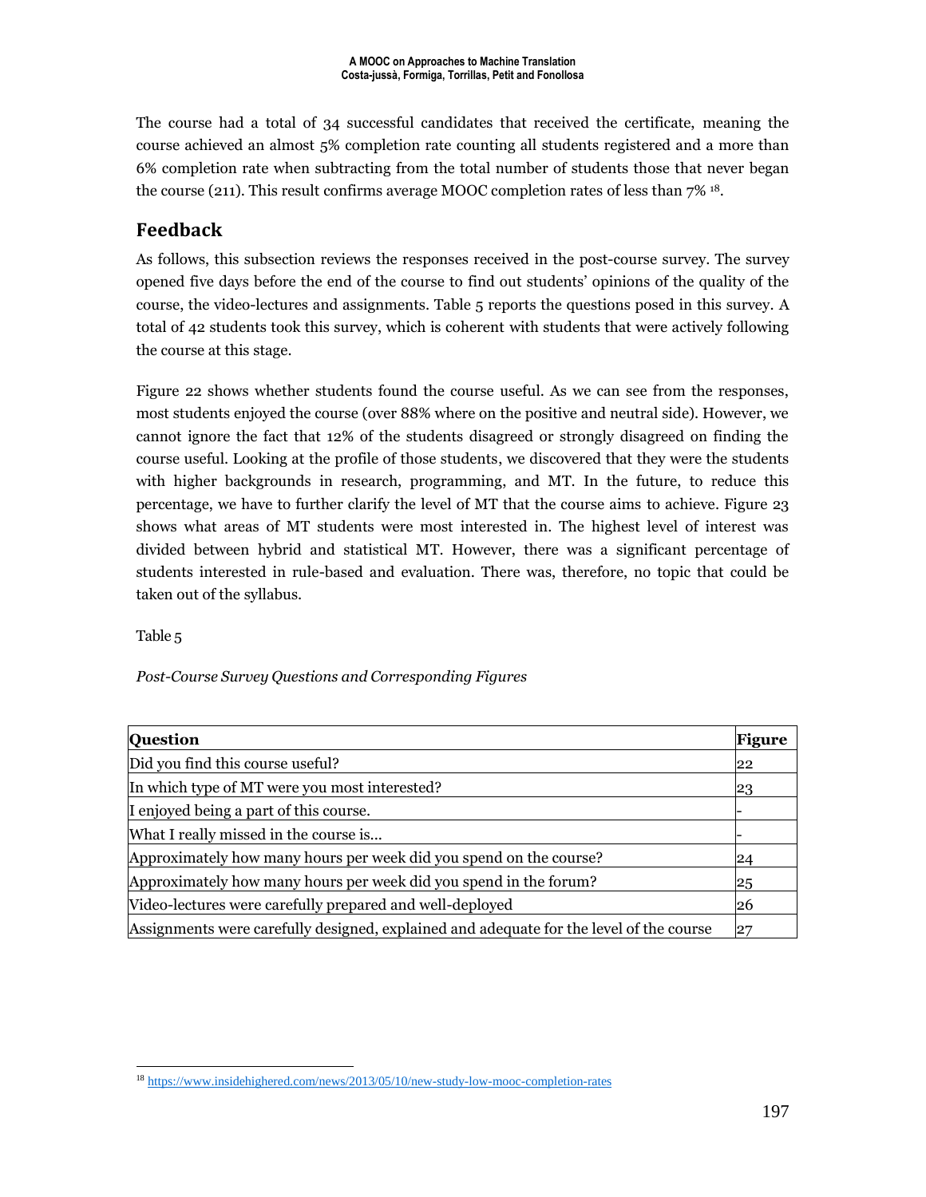The course had a total of 34 successful candidates that received the certificate, meaning the course achieved an almost 5% completion rate counting all students registered and a more than 6% completion rate when subtracting from the total number of students those that never began the course (211). This result confirms average MOOC completion rates of less than 7% [18].

## Feedback

As follows, this subsection reviews the responses received in the post-course survey. The survey opened five days before the end of the course to find out students' opinions of the quality of the course, the video-lectures and assignments. Table 5 reports the questions posed in this survey. A total of 42 students took this survey, which is coherent with students that were actively following the course at this stage.

Figure 22 shows whether students found the course useful. As we can see from the responses, most students enjoyed the course (over 88% where on the positive and neutral side). However, we cannot ignore the fact that 12% of the students disagreed or strongly disagreed on finding the course useful. Looking at the profile of those students, we discovered that they were the students with higher backgrounds in research, programming, and MT. In the future, to reduce this percentage, we have to further clarify the level of MT that the course aims to achieve. Figure 23 shows what areas of MT students were most interested in. The highest level of interest was divided between hybrid and statistical MT. However, there was a significant percentage of students interested in rule-based and evaluation. There was, therefore, no topic that could be taken out of the syllabus.

Table 5

*Post-Course Survey Questions and Corresponding Figures*

| **Question** | **Figure** |
|---|---|
| Did you find this course useful? | 22 |
| In which type of MT were you most interested? | 23 |
| I enjoyed being a part of this course. | - |
| What I really missed in the course is… | - |
| Approximately how many hours per week did you spend on the course? | 24 |
| Approximately how many hours per week did you spend in the forum? | 25 |
| Video-lectures were carefully prepared and well-deployed | 26 |
| Assignments were carefully designed, explained and adequate for the level of the course | 27 |

[18] https://www.insidehighered.com/news/2013/05/10/new-study-low-mooc-completion-rates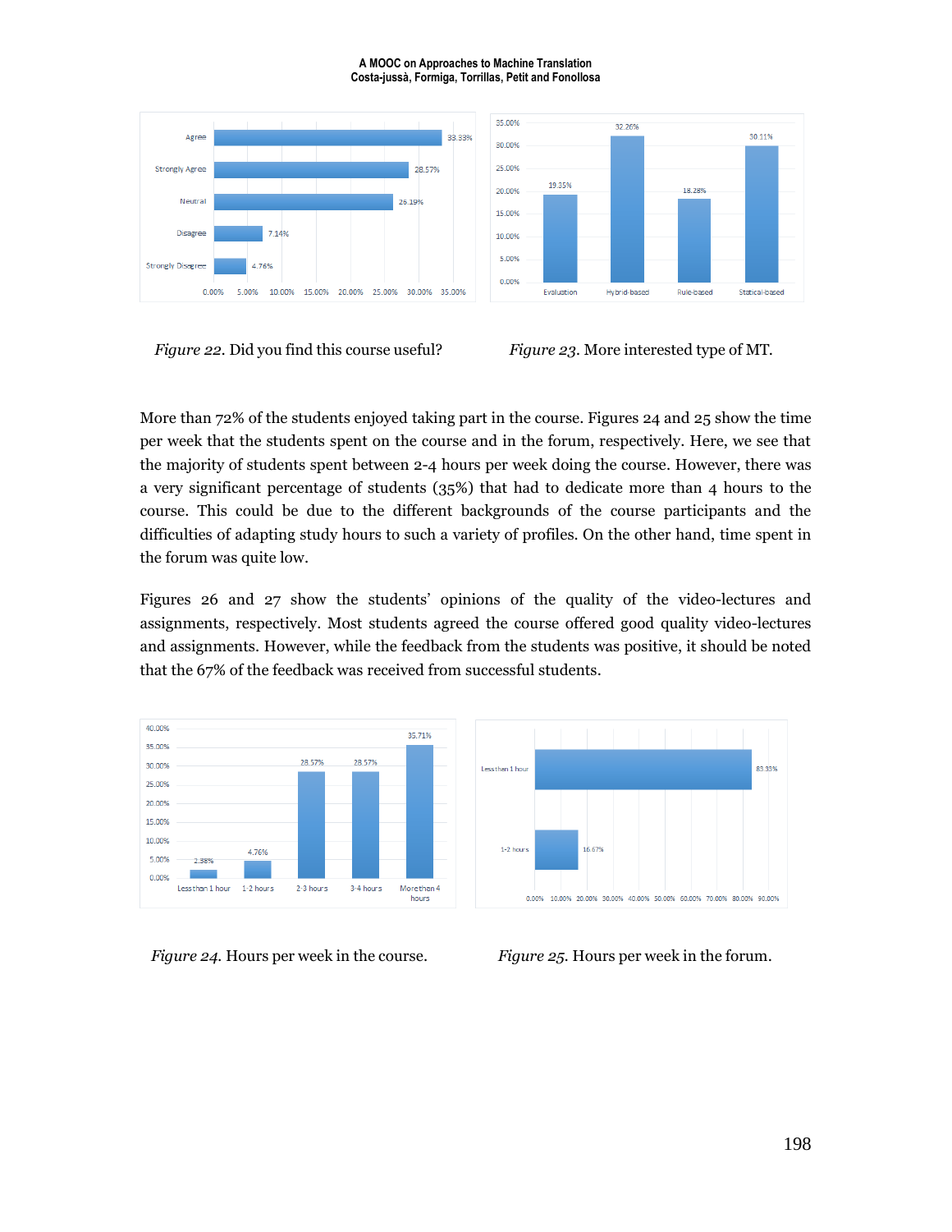*Figure 22*. Did you find this course useful?

*Figure 23*. More interested type of MT.

More than 72% of the students enjoyed taking part in the course. Figures 24 and 25 show the time per week that the students spent on the course and in the forum, respectively. Here, we see that the majority of students spent between 2-4 hours per week doing the course. However, there was a very significant percentage of students (35%) that had to dedicate more than 4 hours to the course. This could be due to the different backgrounds of the course participants and the difficulties of adapting study hours to such a variety of profiles. On the other hand, time spent in the forum was quite low.

Figures 26 and 27 show the students' opinions of the quality of the video-lectures and assignments, respectively. Most students agreed the course offered good quality video-lectures and assignments. However, while the feedback from the students was positive, it should be noted that the 67% of the feedback was received from successful students.

*Figure 24*. Hours per week in the course.

*Figure 25*. Hours per week in the forum.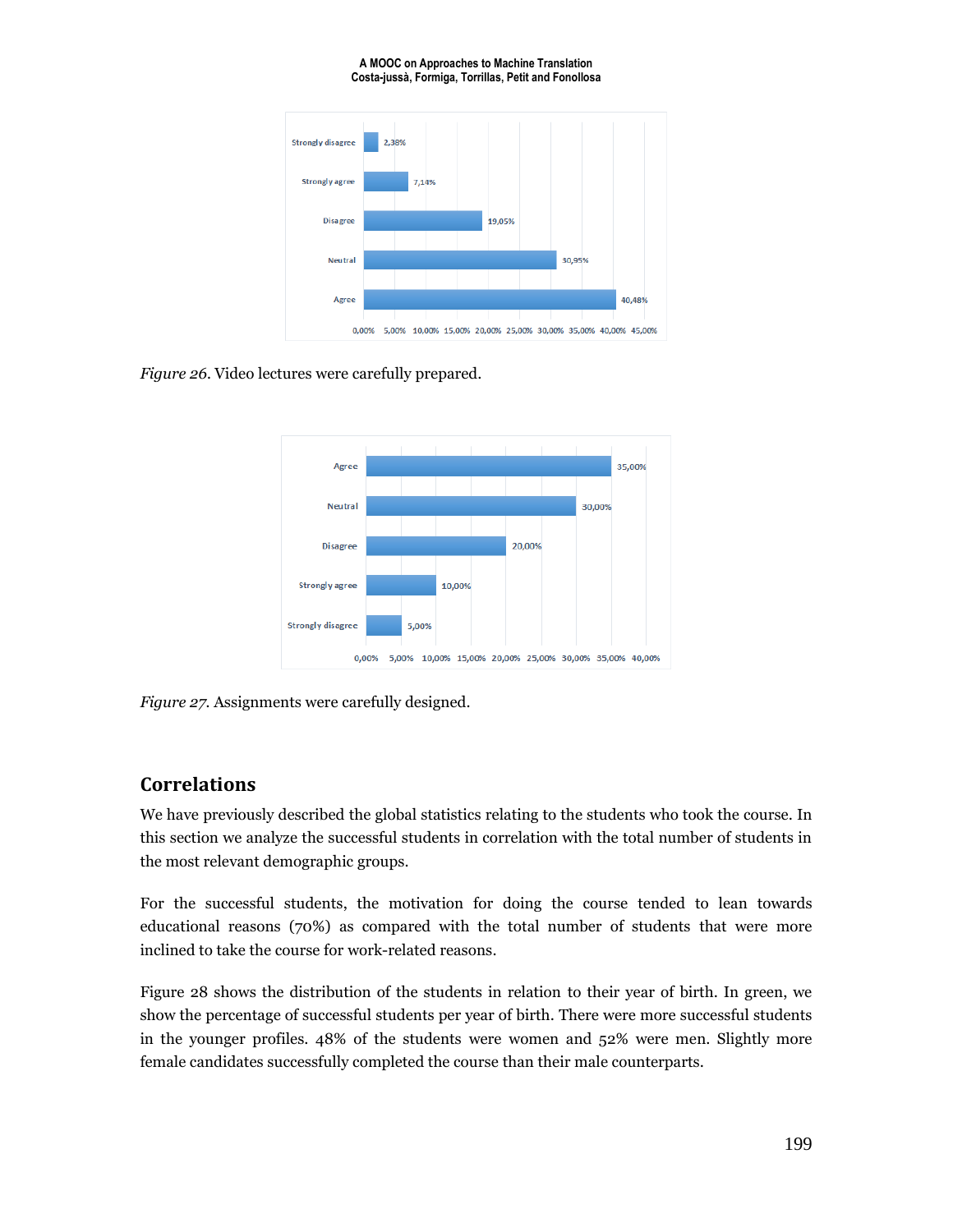*Figure 26*. Video lectures were carefully prepared.

*Figure 27*. Assignments were carefully designed.

## Correlations

We have previously described the global statistics relating to the students who took the course. In this section we analyze the successful students in correlation with the total number of students in the most relevant demographic groups.

For the successful students, the motivation for doing the course tended to lean towards educational reasons (70%) as compared with the total number of students that were more inclined to take the course for work-related reasons.

Figure 28 shows the distribution of the students in relation to their year of birth. In green, we show the percentage of successful students per year of birth. There were more successful students in the younger profiles. 48% of the students were women and 52% were men. Slightly more female candidates successfully completed the course than their male counterparts.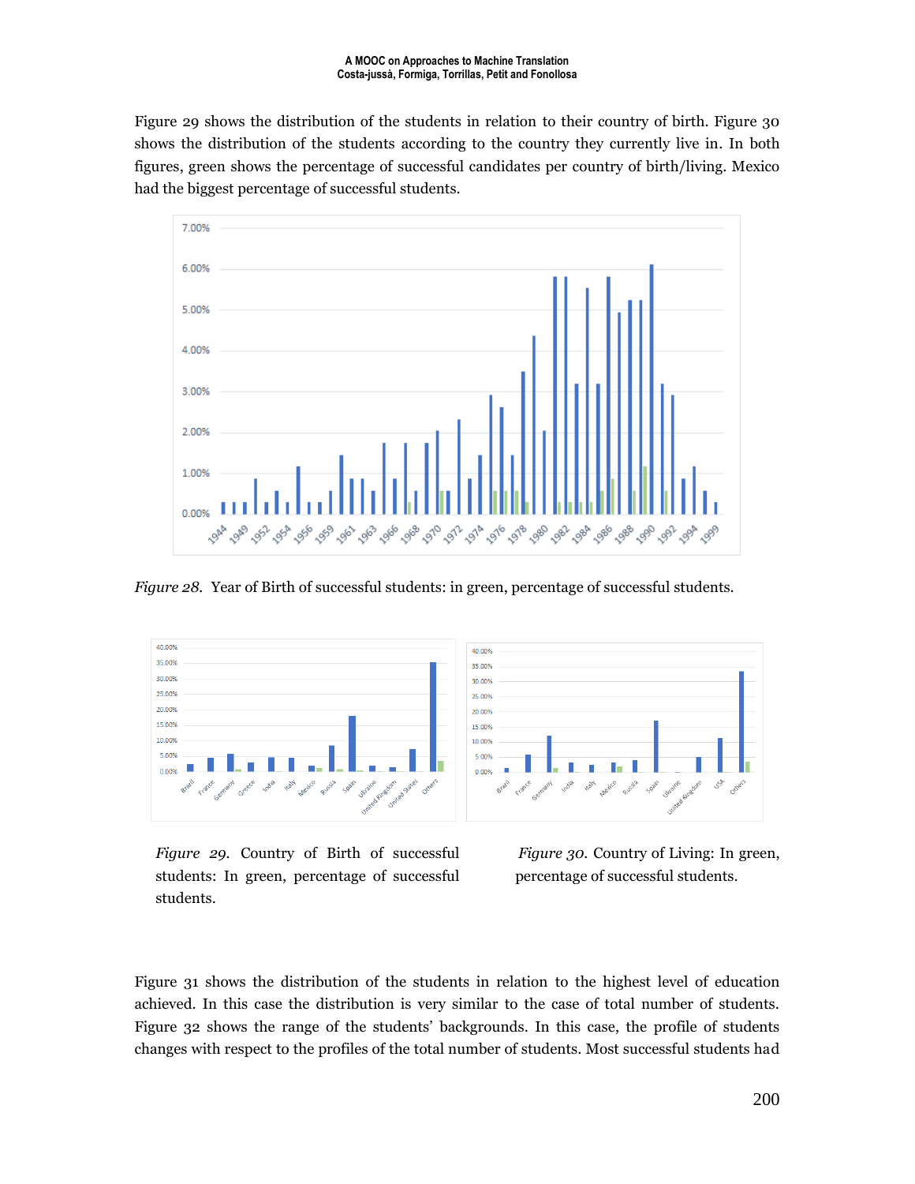Figure 29 shows the distribution of the students in relation to their country of birth. Figure 30 shows the distribution of the students according to the country they currently live in. In both figures, green shows the percentage of successful candidates per country of birth/living. Mexico had the biggest percentage of successful students.

*Figure 28.* Year of Birth of successful students: in green, percentage of successful students.

*Figure 29.* Country of Birth of successful students: In green, percentage of successful students.

*Figure 30.* Country of Living: In green, percentage of successful students.

Figure 31 shows the distribution of the students in relation to the highest level of education achieved. In this case the distribution is very similar to the case of total number of students. Figure 32 shows the range of the students' backgrounds. In this case, the profile of students changes with respect to the profiles of the total number of students. Most successful students had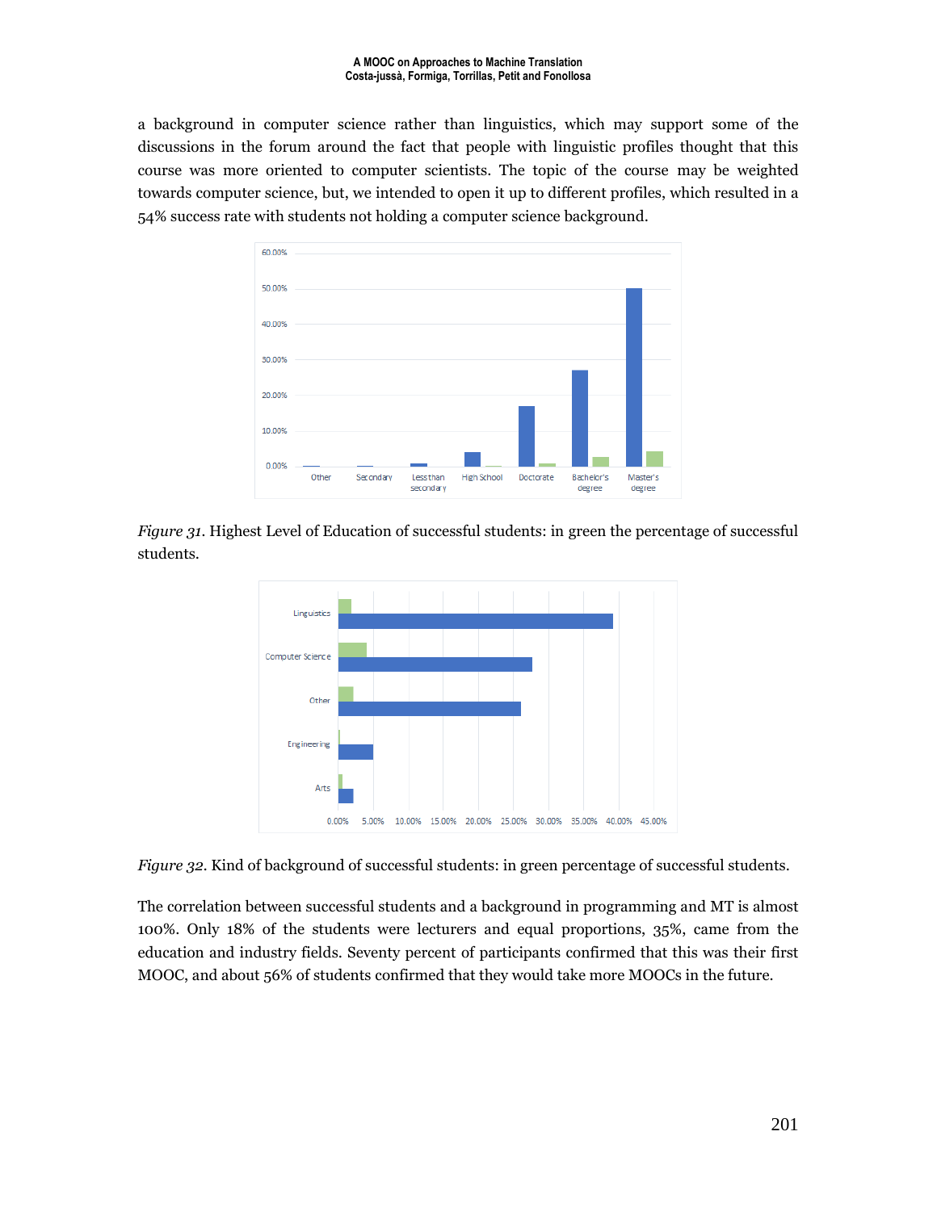a background in computer science rather than linguistics, which may support some of the discussions in the forum around the fact that people with linguistic profiles thought that this course was more oriented to computer scientists. The topic of the course may be weighted towards computer science, but, we intended to open it up to different profiles, which resulted in a 54% success rate with students not holding a computer science background.

*Figure 31*. Highest Level of Education of successful students: in green the percentage of successful students.

*Figure 32*. Kind of background of successful students: in green percentage of successful students.

The correlation between successful students and a background in programming and MT is almost 100%. Only 18% of the students were lecturers and equal proportions, 35%, came from the education and industry fields. Seventy percent of participants confirmed that this was their first MOOC, and about 56% of students confirmed that they would take more MOOCs in the future.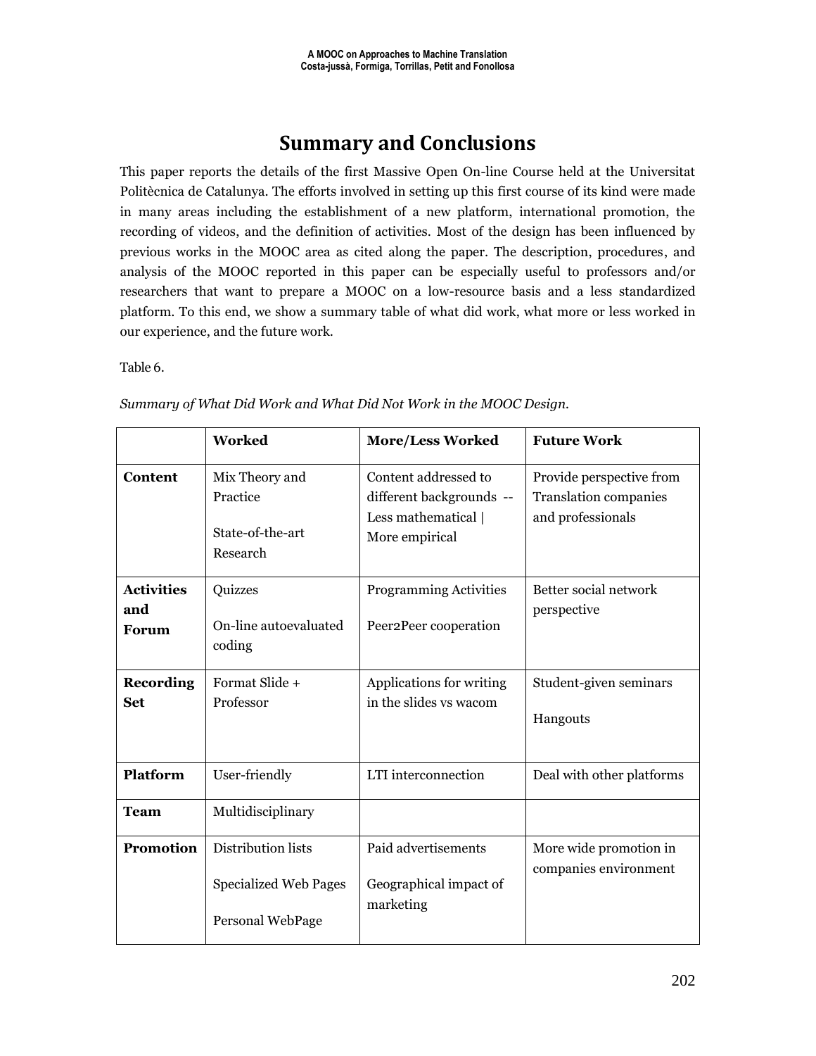## Summary and Conclusions

This paper reports the details of the first Massive Open On-line Course held at the Universitat Politècnica de Catalunya. The efforts involved in setting up this first course of its kind were made in many areas including the establishment of a new platform, international promotion, the recording of videos, and the definition of activities. Most of the design has been influenced by previous works in the MOOC area as cited along the paper. The description, procedures, and analysis of the MOOC reported in this paper can be especially useful to professors and/or researchers that want to prepare a MOOC on a low-resource basis and a less standardized platform. To this end, we show a summary table of what did work, what more or less worked in our experience, and the future work.

Table 6.

*Summary of What Did Work and What Did Not Work in the MOOC Design.*

| | Worked | More/Less Worked | Future Work |
|---|---|---|---|
| **Content** | Mix Theory and Practice<br><br>State-of-the-art Research | Content addressed to different backgrounds -- Less mathematical \| More empirical | Provide perspective from Translation companies and professionals |
| **Activities and Forum** | Quizzes<br><br>On-line autoevaluated coding | Programming Activities<br><br>Peer2Peer cooperation | Better social network perspective |
| **Recording Set** | Format Slide + Professor | Applications for writing in the slides vs wacom | Student-given seminars<br><br>Hangouts |
| **Platform** | User-friendly | LTI interconnection | Deal with other platforms |
| **Team** | Multidisciplinary | | |
| **Promotion** | Distribution lists<br><br>Specialized Web Pages<br><br>Personal WebPage | Paid advertisements<br><br>Geographical impact of marketing | More wide promotion in companies environment |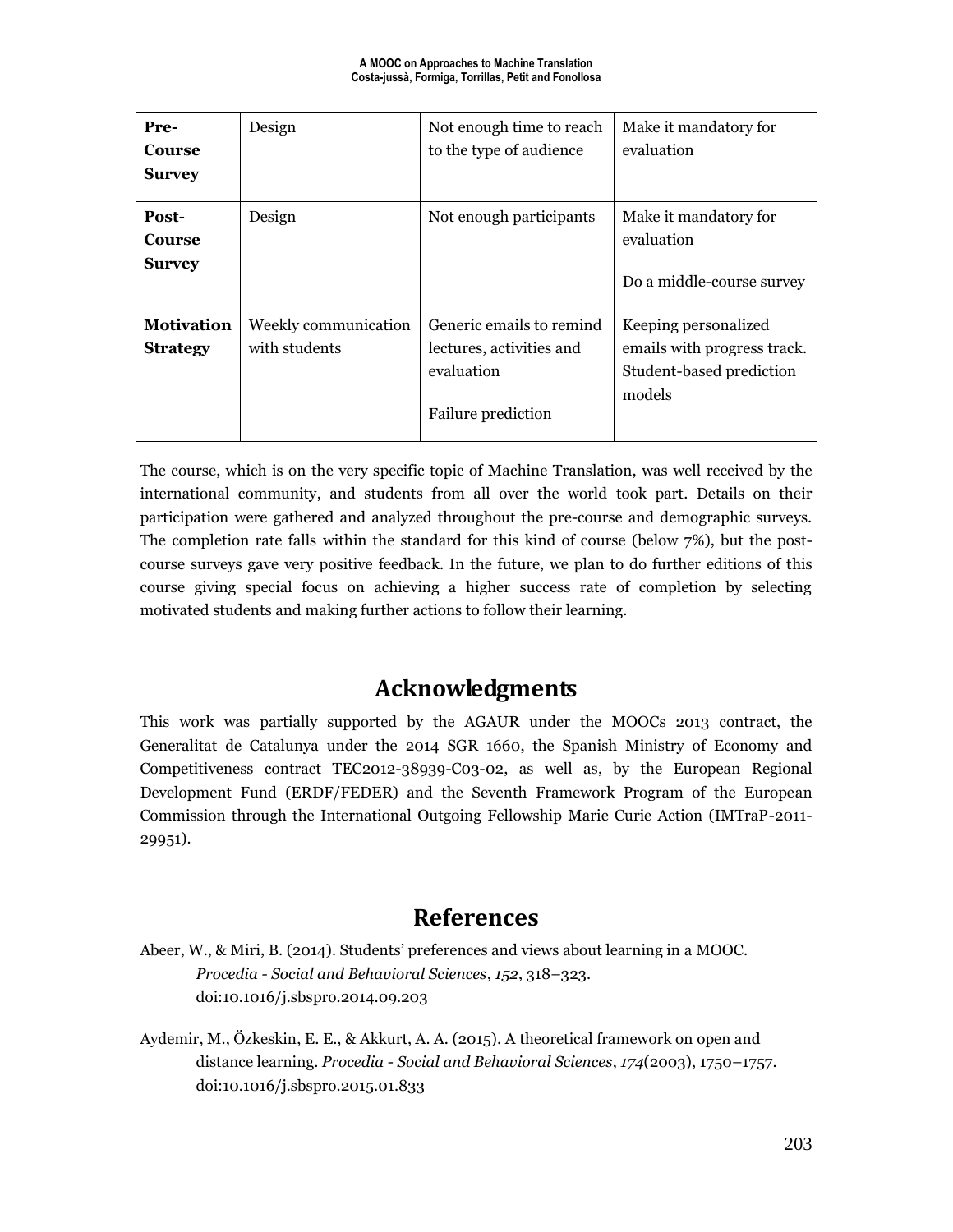| **Pre-Course Survey** | Design | Not enough time to reach to the type of audience | Make it mandatory for evaluation |
|---|---|---|---|
| **Post-Course Survey** | Design | Not enough participants | Make it mandatory for evaluation<br><br>Do a middle-course survey |
| **Motivation Strategy** | Weekly communication with students | Generic emails to remind lectures, activities and evaluation<br><br>Failure prediction | Keeping personalized emails with progress track. Student-based prediction models |

The course, which is on the very specific topic of Machine Translation, was well received by the international community, and students from all over the world took part. Details on their participation were gathered and analyzed throughout the pre-course and demographic surveys. The completion rate falls within the standard for this kind of course (below 7%), but the post-course surveys gave very positive feedback. In the future, we plan to do further editions of this course giving special focus on achieving a higher success rate of completion by selecting motivated students and making further actions to follow their learning.

## Acknowledgments

This work was partially supported by the AGAUR under the MOOCs 2013 contract, the Generalitat de Catalunya under the 2014 SGR 1660, the Spanish Ministry of Economy and Competitiveness contract TEC2012-38939-C03-02, as well as, by the European Regional Development Fund (ERDF/FEDER) and the Seventh Framework Program of the European Commission through the International Outgoing Fellowship Marie Curie Action (IMTraP-2011-29951).

## References

Abeer, W., & Miri, B. (2014). Students' preferences and views about learning in a MOOC. *Procedia - Social and Behavioral Sciences*, *152*, 318–323. doi:10.1016/j.sbspro.2014.09.203

Aydemir, M., Özkeskin, E. E., & Akkurt, A. A. (2015). A theoretical framework on open and distance learning. *Procedia - Social and Behavioral Sciences*, *174*(2003), 1750–1757. doi:10.1016/j.sbspro.2015.01.833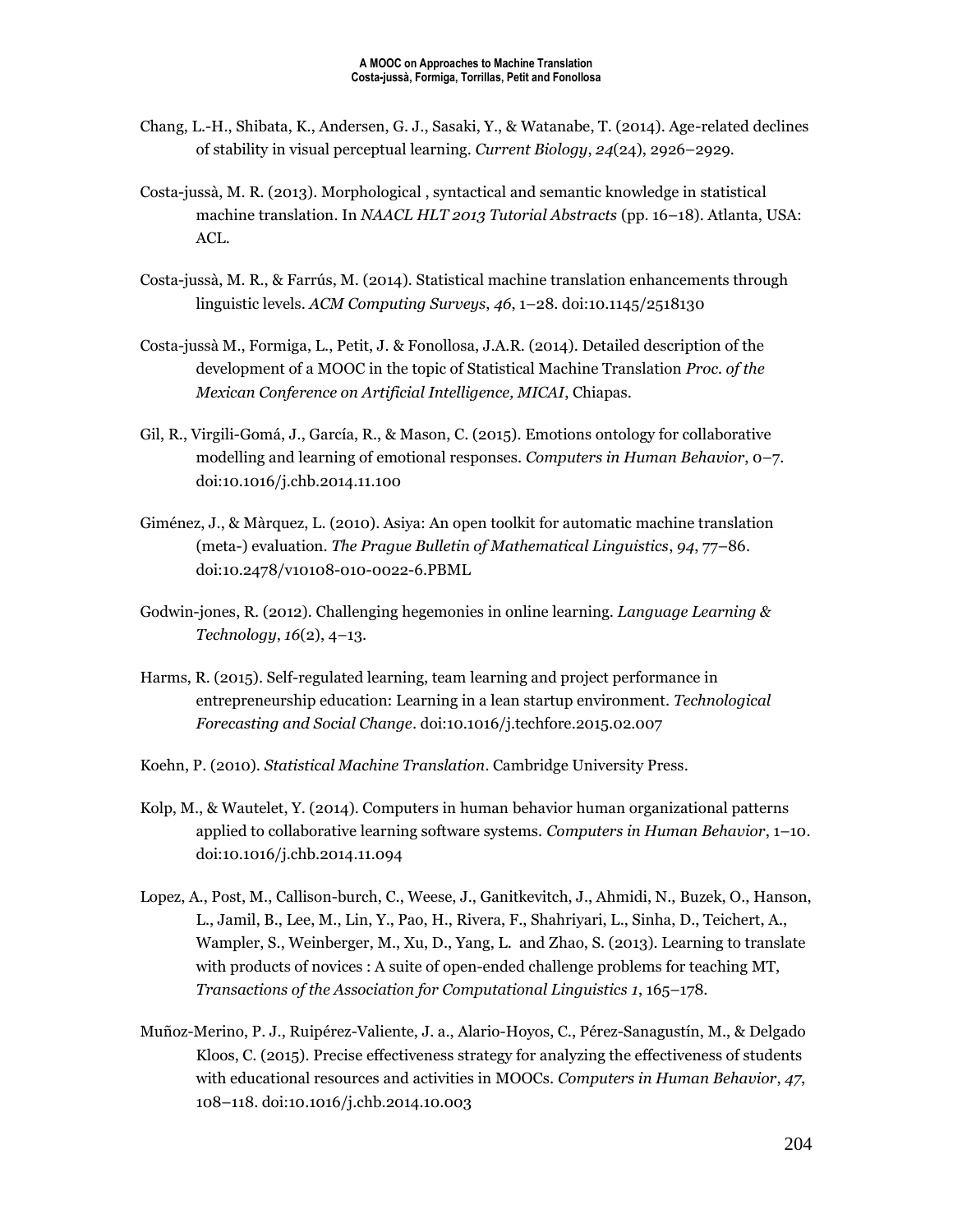Chang, L.-H., Shibata, K., Andersen, G. J., Sasaki, Y., & Watanabe, T. (2014). Age-related declines of stability in visual perceptual learning. *Current Biology*, *24*(24), 2926–2929.

Costa-jussà, M. R. (2013). Morphological , syntactical and semantic knowledge in statistical machine translation. In *NAACL HLT 2013 Tutorial Abstracts* (pp. 16–18). Atlanta, USA: ACL.

Costa-jussà, M. R., & Farrús, M. (2014). Statistical machine translation enhancements through linguistic levels. *ACM Computing Surveys*, *46*, 1–28. doi:10.1145/2518130

Costa-jussà M., Formiga, L., Petit, J. & Fonollosa, J.A.R. (2014). Detailed description of the development of a MOOC in the topic of Statistical Machine Translation *Proc. of the Mexican Conference on Artificial Intelligence, MICAI*, Chiapas.

Gil, R., Virgili-Gomá, J., García, R., & Mason, C. (2015). Emotions ontology for collaborative modelling and learning of emotional responses. *Computers in Human Behavior*, 0–7. doi:10.1016/j.chb.2014.11.100

Giménez, J., & Màrquez, L. (2010). Asiya: An open toolkit for automatic machine translation (meta-) evaluation. *The Prague Bulletin of Mathematical Linguistics*, *94*, 77–86. doi:10.2478/v10108-010-0022-6.PBML

Godwin-jones, R. (2012). Challenging hegemonies in online learning. *Language Learning & Technology*, *16*(2), 4–13.

Harms, R. (2015). Self-regulated learning, team learning and project performance in entrepreneurship education: Learning in a lean startup environment. *Technological Forecasting and Social Change*. doi:10.1016/j.techfore.2015.02.007

Koehn, P. (2010). *Statistical Machine Translation*. Cambridge University Press.

Kolp, M., & Wautelet, Y. (2014). Computers in human behavior human organizational patterns applied to collaborative learning software systems. *Computers in Human Behavior*, 1–10. doi:10.1016/j.chb.2014.11.094

Lopez, A., Post, M., Callison-burch, C., Weese, J., Ganitkevitch, J., Ahmidi, N., Buzek, O., Hanson, L., Jamil, B., Lee, M., Lin, Y., Pao, H., Rivera, F., Shahriyari, L., Sinha, D., Teichert, A., Wampler, S., Weinberger, M., Xu, D., Yang, L. and Zhao, S. (2013). Learning to translate with products of novices : A suite of open-ended challenge problems for teaching MT, *Transactions of the Association for Computational Linguistics 1*, 165–178.

Muñoz-Merino, P. J., Ruipérez-Valiente, J. a., Alario-Hoyos, C., Pérez-Sanagustín, M., & Delgado Kloos, C. (2015). Precise effectiveness strategy for analyzing the effectiveness of students with educational resources and activities in MOOCs. *Computers in Human Behavior*, *47*, 108–118. doi:10.1016/j.chb.2014.10.003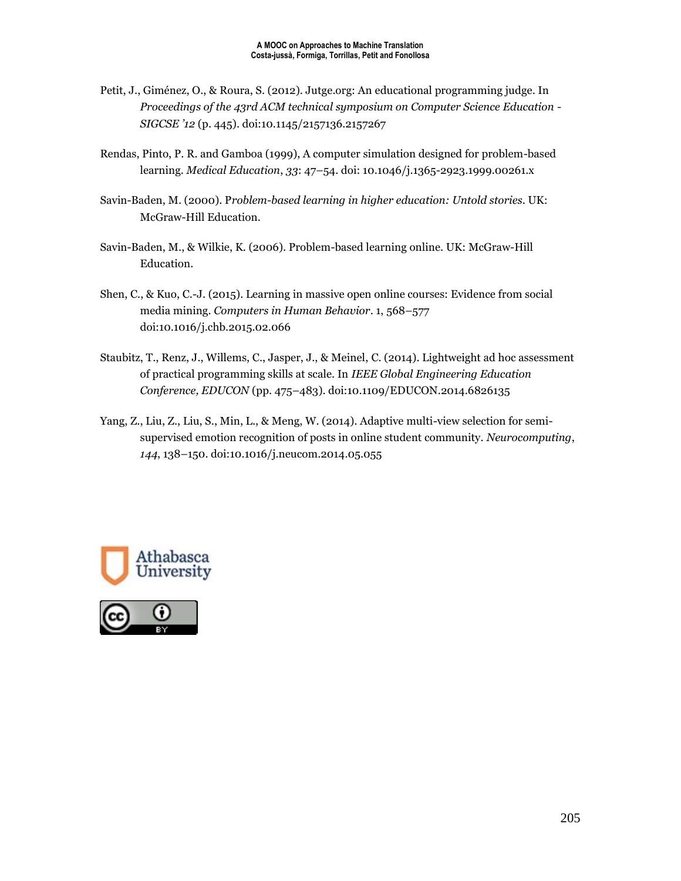Petit, J., Giménez, O., & Roura, S. (2012). Jutge.org: An educational programming judge. In *Proceedings of the 43rd ACM technical symposium on Computer Science Education - SIGCSE '12* (p. 445). doi:10.1145/2157136.2157267

Rendas, Pinto, P. R. and Gamboa (1999), A computer simulation designed for problem-based learning. *Medical Education*, *33*: 47–54. doi: 10.1046/j.1365-2923.1999.00261.x

Savin-Baden, M. (2000). P*roblem-based learning in higher education: Untold stories*. UK: McGraw-Hill Education.

Savin-Baden, M., & Wilkie, K. (2006). Problem-based learning online. UK: McGraw-Hill Education.

Shen, C., & Kuo, C.-J. (2015). Learning in massive open online courses: Evidence from social media mining. *Computers in Human Behavior*. 1, 568–577 doi:10.1016/j.chb.2015.02.066

Staubitz, T., Renz, J., Willems, C., Jasper, J., & Meinel, C. (2014). Lightweight ad hoc assessment of practical programming skills at scale. In *IEEE Global Engineering Education Conference, EDUCON* (pp. 475–483). doi:10.1109/EDUCON.2014.6826135

Yang, Z., Liu, Z., Liu, S., Min, L., & Meng, W. (2014). Adaptive multi-view selection for semi-supervised emotion recognition of posts in online student community. *Neurocomputing*, *144*, 138–150. doi:10.1016/j.neucom.2014.05.055

Athabasca University